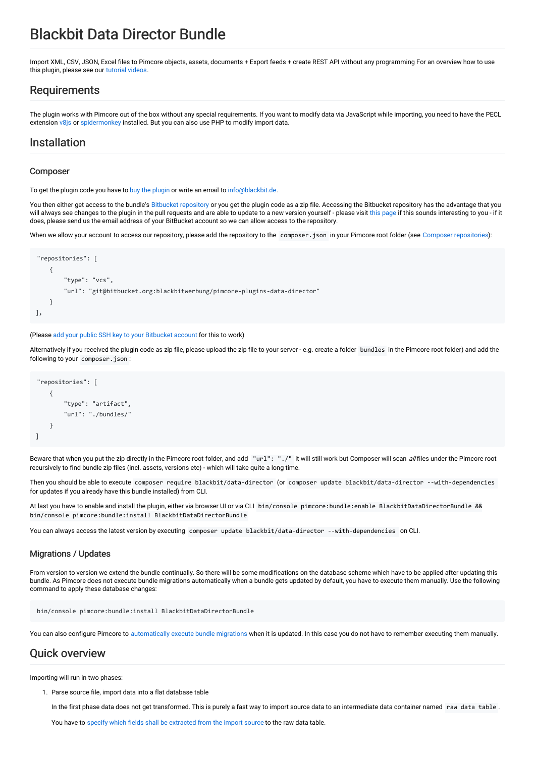# Blackbit Data Director Bundle

Import XML, CSV, JSON, Excel files to Pimcore objects, assets, documents + Export feeds + create REST API without any programming For an overview how to use this plugin, please see our tutorial videos.

## Requirements

The plugin works with Pimcore out of the box without any special requirements. If you want to modify data via JavaScript while importing, you need to have the PECL extension v8js or spidermonkey installed. But you can also use PHP to modify import data.

## Installation

### Composer

To get the plugin code you have to buy the plugin or write an email to info@blackbit.de.

You then either get access to the bundle's Bitbucket repository or you get the plugin code as a zip file. Accessing the Bitbucket repository has the advantage that you will always see changes to the plugin in the pull requests and are able to update to a new version yourself - please visit this page if this sounds interesting to you - if it does, please send us the email address of your BitBucket account so we can allow access to the repository.

When we allow your account to access our repository, please add the repository to the `composer.json` in your Pimcore root folder (see Composer repositories):

```
"repositories": [
    {
        "type": "vcs",
        "url": "git@bitbucket.org:blackbitwerbung/pimcore-plugins-data-director"
    }
],
```

(Please add your public SSH key to your Bitbucket account for this to work)

Alternatively if you received the plugin code as zip file, please upload the zip file to your server - e.g. create a folder `bundles` in the Pimcore root folder) and add the following to your `composer.json`:

```
"repositories": [
    {
        "type": "artifact",
        "url": "./bundles/"
    }
]
```

Beware that when you put the zip directly in the Pimcore root folder, and add `"url": "./"` it will still work but Composer will scan *all* files under the Pimcore root recursively to find bundle zip files (incl. assets, versions etc) - which will take quite a long time.

Then you should be able to execute `composer require blackbit/data-director` (or `composer update blackbit/data-director --with-dependencies` for updates if you already have this bundle installed) from CLI.

At last you have to enable and install the plugin, either via browser UI or via CLI `bin/console pimcore:bundle:enable BlackbitDataDirectorBundle && bin/console pimcore:bundle:install BlackbitDataDirectorBundle`

You can always access the latest version by executing `composer update blackbit/data-director --with-dependencies` on CLI.

### Migrations / Updates

From version to version we extend the bundle continually. So there will be some modifications on the database scheme which have to be applied after updating this bundle. As Pimcore does not execute bundle migrations automatically when a bundle gets updated by default, you have to execute them manually. Use the following command to apply these database changes:

```
bin/console pimcore:bundle:install BlackbitDataDirectorBundle
```

You can also configure Pimcore to automatically execute bundle migrations when it is updated. In this case you do not have to remember executing them manually.

## Quick overview

Importing will run in two phases:

1. Parse source file, import data into a flat database table

   In the first phase data does not get transformed. This is purely a fast way to import source data to an intermediate data container named `raw data table`.

   You have to specify which fields shall be extracted from the import source to the raw data table.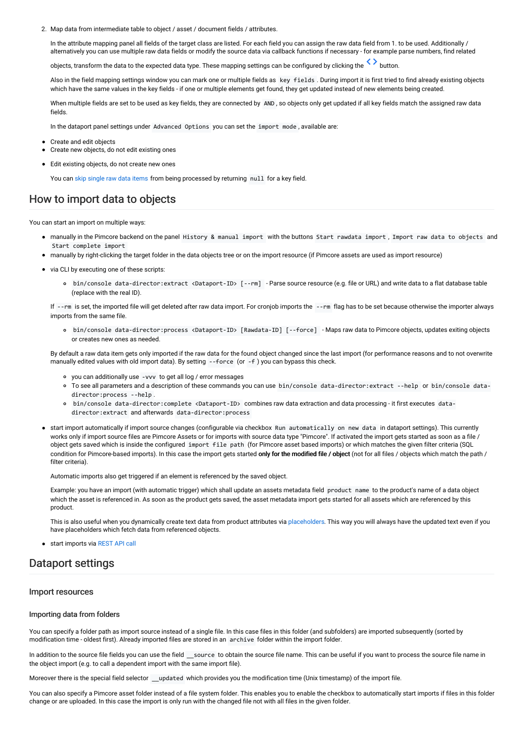2. Map data from intermediate table to object / asset / document fields / attributes.

   In the attribute mapping panel all fields of the target class are listed. For each field you can assign the raw data field from 1. to be used. Additionally / alternatively you can use multiple raw data fields or modify the source data via callback functions if necessary - for example parse numbers, find related objects, transform the data to the expected data type. These mapping settings can be configured by clicking the `<>` button.

   Also in the field mapping settings window you can mark one or multiple fields as `key fields`. During import it is first tried to find already existing objects which have the same values in the key fields - if one or multiple elements get found, they get updated instead of new elements being created.

   When multiple fields are set to be used as key fields, they are connected by `AND`, so objects only get updated if all key fields match the assigned raw data fields.

   In the dataport panel settings under `Advanced Options` you can set the `import mode`, available are:

- Create and edit objects
- Create new objects, do not edit existing ones
- Edit existing objects, do not create new ones

  You can skip single raw data items from being processed by returning `null` for a key field.

## How to import data to objects

You can start an import on multiple ways:

- manually in the Pimcore backend on the panel `History & manual import` with the buttons `Start rawdata import`, `Import raw data to objects` and `Start complete import`
- manually by right-clicking the target folder in the data objects tree or on the import resource (if Pimcore assets are used as import resource)
- via CLI by executing one of these scripts:
  - `bin/console data-director:extract <Dataport-ID> [--rm]` - Parse source resource (e.g. file or URL) and write data to a flat database table (replace with the real ID).

  If `--rm` is set, the imported file will get deleted after raw data import. For cronjob imports the `--rm` flag has to be set because otherwise the importer always imports from the same file.

  - `bin/console data-director:process <Dataport-ID> [Rawdata-ID] [--force]` - Maps raw data to Pimcore objects, updates exiting objects or creates new ones as needed.

  By default a raw data item gets only imported if the raw data for the found object changed since the last import (for performance reasons and to not overwrite manually edited values with old import data). By setting `--force` (or `-f`) you can bypass this check.

  - you can additionally use `-vvv` to get all log / error messages
  - To see all parameters and a description of these commands you can use `bin/console data-director:extract --help` or `bin/console data-director:process --help`.
  - `bin/console data-director:complete <Dataport-ID>` combines raw data extraction and data processing - it first executes `data-director:extract` and afterwards `data-director:process`
- start import automatically if import source changes (configurable via checkbox `Run automatically on new data` in dataport settings). This currently works only if import source files are Pimcore Assets or for imports with source data type "Pimcore". If activated the import gets started as soon as a file / object gets saved which is inside the configured `import file path` (for Pimcore asset based imports) or which matches the given filter criteria (SQL condition for Pimcore-based imports). In this case the import gets started **only for the modified file / object** (not for all files / objects which match the path / filter criteria).

  Automatic imports also get triggered if an element is referenced by the saved object.

  Example: you have an import (with automatic trigger) which shall update an assets metadata field `product name` to the product's name of a data object which the asset is referenced in. As soon as the product gets saved, the asset metadata import gets started for all assets which are referenced by this product.

  This is also useful when you dynamically create text data from product attributes via placeholders. This way you will always have the updated text even if you have placeholders which fetch data from referenced objects.

- start imports via REST API call

## Dataport settings

### Import resources

#### Importing data from folders

You can specify a folder path as import source instead of a single file. In this case files in this folder (and subfolders) are imported subsequently (sorted by modification time - oldest first). Already imported files are stored in an `archive` folder within the import folder.

In addition to the source file fields you can use the field `__source` to obtain the source file name. This can be useful if you want to process the source file name in the object import (e.g. to call a dependent import with the same import file).

Moreover there is the special field selector `__updated` which provides you the modification time (Unix timestamp) of the import file.

You can also specify a Pimcore asset folder instead of a file system folder. This enables you to enable the checkbox to automatically start imports if files in this folder change or are uploaded. In this case the import is only run with the changed file not with all files in the given folder.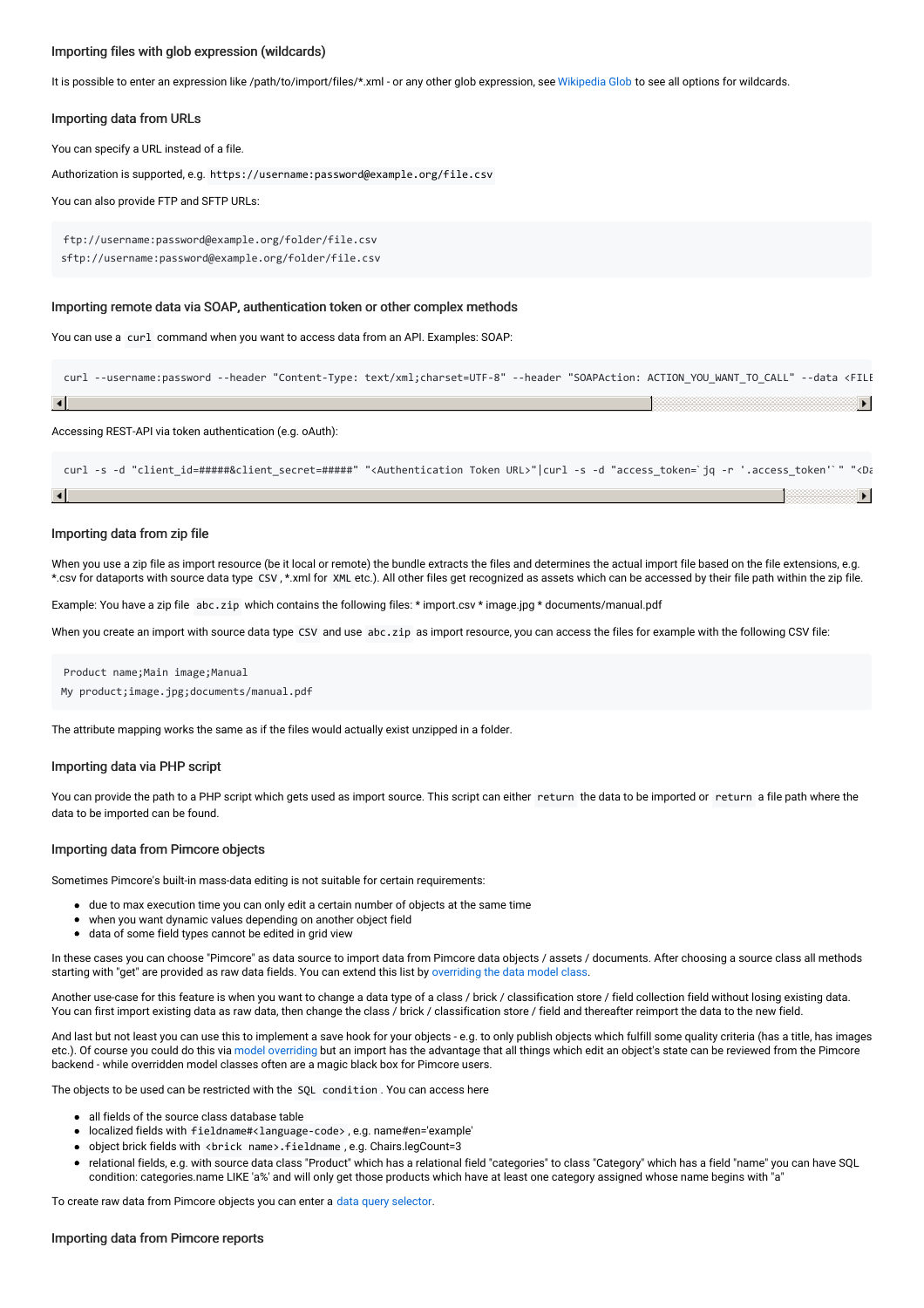### Importing files with glob expression (wildcards)

It is possible to enter an expression like /path/to/import/files/*.xml - or any other glob expression, see Wikipedia Glob to see all options for wildcards.

### Importing data from URLs

You can specify a URL instead of a file.

Authorization is supported, e.g. `https://username:password@example.org/file.csv`

You can also provide FTP and SFTP URLs:

```
ftp://username:password@example.org/folder/file.csv
sftp://username:password@example.org/folder/file.csv
```

### Importing remote data via SOAP, authentication token or other complex methods

You can use a `curl` command when you want to access data from an API. Examples: SOAP:

```
curl --username:password --header "Content-Type: text/xml;charset=UTF-8" --header "SOAPAction: ACTION_YOU_WANT_TO_CALL" --data <FILE
```

Accessing REST-API via token authentication (e.g. oAuth):

```
curl -s -d "client_id=#####&client_secret=#####" "<Authentication Token URL>"|curl -s -d "access_token=`jq -r '.access_token'`" "<Da
```

### Importing data from zip file

When you use a zip file as import resource (be it local or remote) the bundle extracts the files and determines the actual import file based on the file extensions, e.g. *.csv for dataports with source data type `CSV`, *.xml for `XML` etc.). All other files get recognized as assets which can be accessed by their file path within the zip file.

Example: You have a zip file `abc.zip` which contains the following files: * import.csv * image.jpg * documents/manual.pdf

When you create an import with source data type `CSV` and use `abc.zip` as import resource, you can access the files for example with the following CSV file:

```
Product name;Main image;Manual
My product;image.jpg;documents/manual.pdf
```

The attribute mapping works the same as if the files would actually exist unzipped in a folder.

### Importing data via PHP script

You can provide the path to a PHP script which gets used as import source. This script can either `return` the data to be imported or `return` a file path where the data to be imported can be found.

### Importing data from Pimcore objects

Sometimes Pimcore's built-in mass-data editing is not suitable for certain requirements:

- due to max execution time you can only edit a certain number of objects at the same time
- when you want dynamic values depending on another object field
- data of some field types cannot be edited in grid view

In these cases you can choose "Pimcore" as data source to import data from Pimcore data objects / assets / documents. After choosing a source class all methods starting with "get" are provided as raw data fields. You can extend this list by overriding the data model class.

Another use-case for this feature is when you want to change a data type of a class / brick / classification store / field collection field without losing existing data. You can first import existing data as raw data, then change the class / brick / classification store / field and thereafter reimport the data to the new field.

And last but not least you can use this to implement a save hook for your objects - e.g. to only publish objects which fulfill some quality criteria (has a title, has images etc.). Of course you could do this via model overriding but an import has the advantage that all things which edit an object's state can be reviewed from the Pimcore backend - while overridden model classes often are a magic black box for Pimcore users.

The objects to be used can be restricted with the `SQL condition`. You can access here

- all fields of the source class database table
- localized fields with `fieldname#<language-code>`, e.g. name#en='example'
- object brick fields with `<brick name>.fieldname`, e.g. Chairs.legCount=3
- relational fields, e.g. with source data class "Product" which has a relational field "categories" to class "Category" which has a field "name" you can have SQL condition: categories.name LIKE 'a%' and will only get those products which have at least one category assigned whose name begins with "a"

To create raw data from Pimcore objects you can enter a data query selector.

### Importing data from Pimcore reports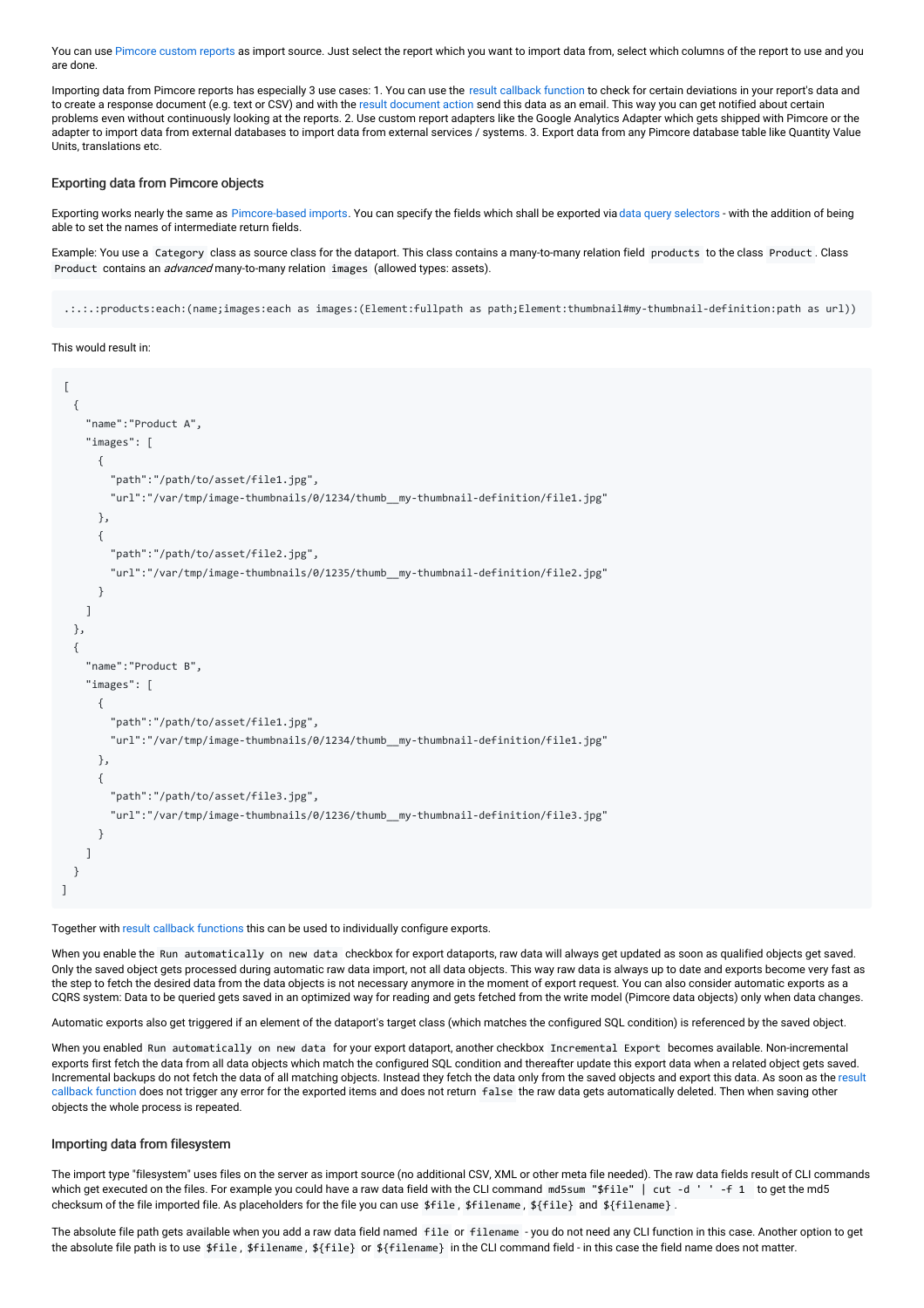You can use Pimcore custom reports as import source. Just select the report which you want to import data from, select which columns of the report to use and you are done.

Importing data from Pimcore reports has especially 3 use cases: 1. You can use the result callback function to check for certain deviations in your report's data and to create a response document (e.g. text or CSV) and with the result document action send this data as an email. This way you can get notified about certain problems even without continuously looking at the reports. 2. Use custom report adapters like the Google Analytics Adapter which gets shipped with Pimcore or the adapter to import data from external databases to import data from external services / systems. 3. Export data from any Pimcore database table like Quantity Value Units, translations etc.

### Exporting data from Pimcore objects

Exporting works nearly the same as Pimcore-based imports. You can specify the fields which shall be exported via data query selectors - with the addition of being able to set the names of intermediate return fields.

Example: You use a `Category` class as source class for the dataport. This class contains a many-to-many relation field `products` to the class `Product`. Class `Product` contains an *advanced* many-to-many relation `images` (allowed types: assets).

```
.:.:.:products:each:(name;images:each as images:(Element:fullpath as path;Element:thumbnail#my-thumbnail-definition:path as url))
```

This would result in:

```
[
  {
    "name":"Product A",
    "images": [
      {
        "path":"/path/to/asset/file1.jpg",
        "url":"/var/tmp/image-thumbnails/0/1234/thumb__my-thumbnail-definition/file1.jpg"
      },
      {
        "path":"/path/to/asset/file2.jpg",
        "url":"/var/tmp/image-thumbnails/0/1235/thumb__my-thumbnail-definition/file2.jpg"
      }
    ]
  },
  {
    "name":"Product B",
    "images": [
      {
        "path":"/path/to/asset/file1.jpg",
        "url":"/var/tmp/image-thumbnails/0/1234/thumb__my-thumbnail-definition/file1.jpg"
      },
      {
        "path":"/path/to/asset/file3.jpg",
        "url":"/var/tmp/image-thumbnails/0/1236/thumb__my-thumbnail-definition/file3.jpg"
      }
    ]
  }
]
```

Together with result callback functions this can be used to individually configure exports.

When you enable the `Run automatically on new data` checkbox for export dataports, raw data will always get updated as soon as qualified objects get saved. Only the saved object gets processed during automatic raw data import, not all data objects. This way raw data is always up to date and exports become very fast as the step to fetch the desired data from the data objects is not necessary anymore in the moment of export request. You can also consider automatic exports as a CQRS system: Data to be queried gets saved in an optimized way for reading and gets fetched from the write model (Pimcore data objects) only when data changes.

Automatic exports also get triggered if an element of the dataport's target class (which matches the configured SQL condition) is referenced by the saved object.

When you enabled `Run automatically on new data` for your export dataport, another checkbox `Incremental Export` becomes available. Non-incremental exports first fetch the data from all data objects which match the configured SQL condition and thereafter update this export data when a related object gets saved. Incremental backups do not fetch the data of all matching objects. Instead they fetch the data only from the saved objects and export this data. As soon as the result callback function does not trigger any error for the exported items and does not return `false` the raw data gets automatically deleted. Then when saving other objects the whole process is repeated.

### Importing data from filesystem

The import type "filesystem" uses files on the server as import source (no additional CSV, XML or other meta file needed). The raw data fields result of CLI commands which get executed on the files. For example you could have a raw data field with the CLI command `md5sum "$file" | cut -d ' ' -f 1` to get the md5 checksum of the file imported file. As placeholders for the file you can use `$file`, `$filename`, `${file}` and `${filename}`.

The absolute file path gets available when you add a raw data field named `file` or `filename` - you do not need any CLI function in this case. Another option to get the absolute file path is to use `$file`, `$filename`, `${file}` or `${filename}` in the CLI command field - in this case the field name does not matter.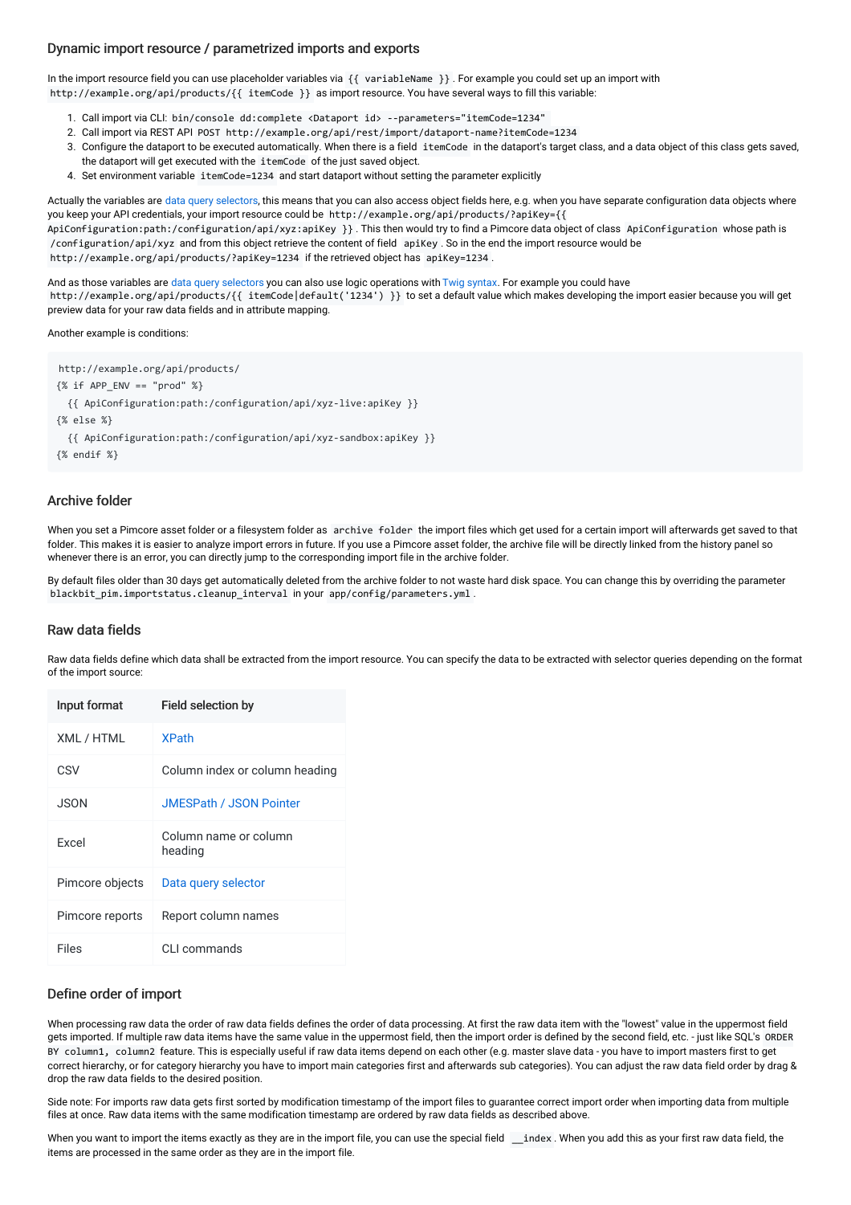## Dynamic import resource / parametrized imports and exports

In the import resource field you can use placeholder variables via `{{ variableName }}`. For example you could set up an import with `http://example.org/api/products/{{ itemCode }}` as import resource. You have several ways to fill this variable:

1. Call import via CLI: `bin/console dd:complete <Dataport id> --parameters="itemCode=1234"`
2. Call import via REST API `POST http://example.org/api/rest/import/dataport-name?itemCode=1234`
3. Configure the dataport to be executed automatically. When there is a field `itemCode` in the dataport's target class, and a data object of this class gets saved, the dataport will get executed with the `itemCode` of the just saved object.
4. Set environment variable `itemCode=1234` and start dataport without setting the parameter explicitly

Actually the variables are data query selectors, this means that you can also access object fields here, e.g. when you have separate configuration data objects where you keep your API credentials, your import resource could be `http://example.org/api/products/?apiKey={{ ApiConfiguration:path:/configuration/api/xyz:apiKey }}`. This then would try to find a Pimcore data object of class `ApiConfiguration` whose path is `/configuration/api/xyz` and from this object retrieve the content of field `apiKey`. So in the end the import resource would be `http://example.org/api/products/?apiKey=1234` if the retrieved object has `apiKey=1234`.

And as those variables are data query selectors you can also use logic operations with Twig syntax. For example you could have `http://example.org/api/products/{{ itemCode|default('1234') }}` to set a default value which makes developing the import easier because you will get preview data for your raw data fields and in attribute mapping.

Another example is conditions:

```
http://example.org/api/products/
{% if APP_ENV == "prod" %}
  {{ ApiConfiguration:path:/configuration/api/xyz-live:apiKey }}
{% else %}
  {{ ApiConfiguration:path:/configuration/api/xyz-sandbox:apiKey }}
{% endif %}
```

## Archive folder

When you set a Pimcore asset folder or a filesystem folder as `archive folder` the import files which get used for a certain import will afterwards get saved to that folder. This makes it is easier to analyze import errors in future. If you use a Pimcore asset folder, the archive file will be directly linked from the history panel so whenever there is an error, you can directly jump to the corresponding import file in the archive folder.

By default files older than 30 days get automatically deleted from the archive folder to not waste hard disk space. You can change this by overriding the parameter `blackbit_pim.importstatus.cleanup_interval` in your `app/config/parameters.yml`.

## Raw data fields

Raw data fields define which data shall be extracted from the import resource. You can specify the data to be extracted with selector queries depending on the format of the import source:

| Input format | Field selection by |
|---|---|
| XML / HTML | XPath |
| CSV | Column index or column heading |
| JSON | JMESPath / JSON Pointer |
| Excel | Column name or column heading |
| Pimcore objects | Data query selector |
| Pimcore reports | Report column names |
| Files | CLI commands |

## Define order of import

When processing raw data the order of raw data fields defines the order of data processing. At first the raw data item with the "lowest" value in the uppermost field gets imported. If multiple raw data items have the same value in the uppermost field, then the import order is defined by the second field, etc. - just like SQL's `ORDER BY column1, column2` feature. This is especially useful if raw data items depend on each other (e.g. master slave data - you have to import masters first to get correct hierarchy, or for category hierarchy you have to import main categories first and afterwards sub categories). You can adjust the raw data field order by drag & drop the raw data fields to the desired position.

Side note: For imports raw data gets first sorted by modification timestamp of the import files to guarantee correct import order when importing data from multiple files at once. Raw data items with the same modification timestamp are ordered by raw data fields as described above.

When you want to import the items exactly as they are in the import file, you can use the special field `__index`. When you add this as your first raw data field, the items are processed in the same order as they are in the import file.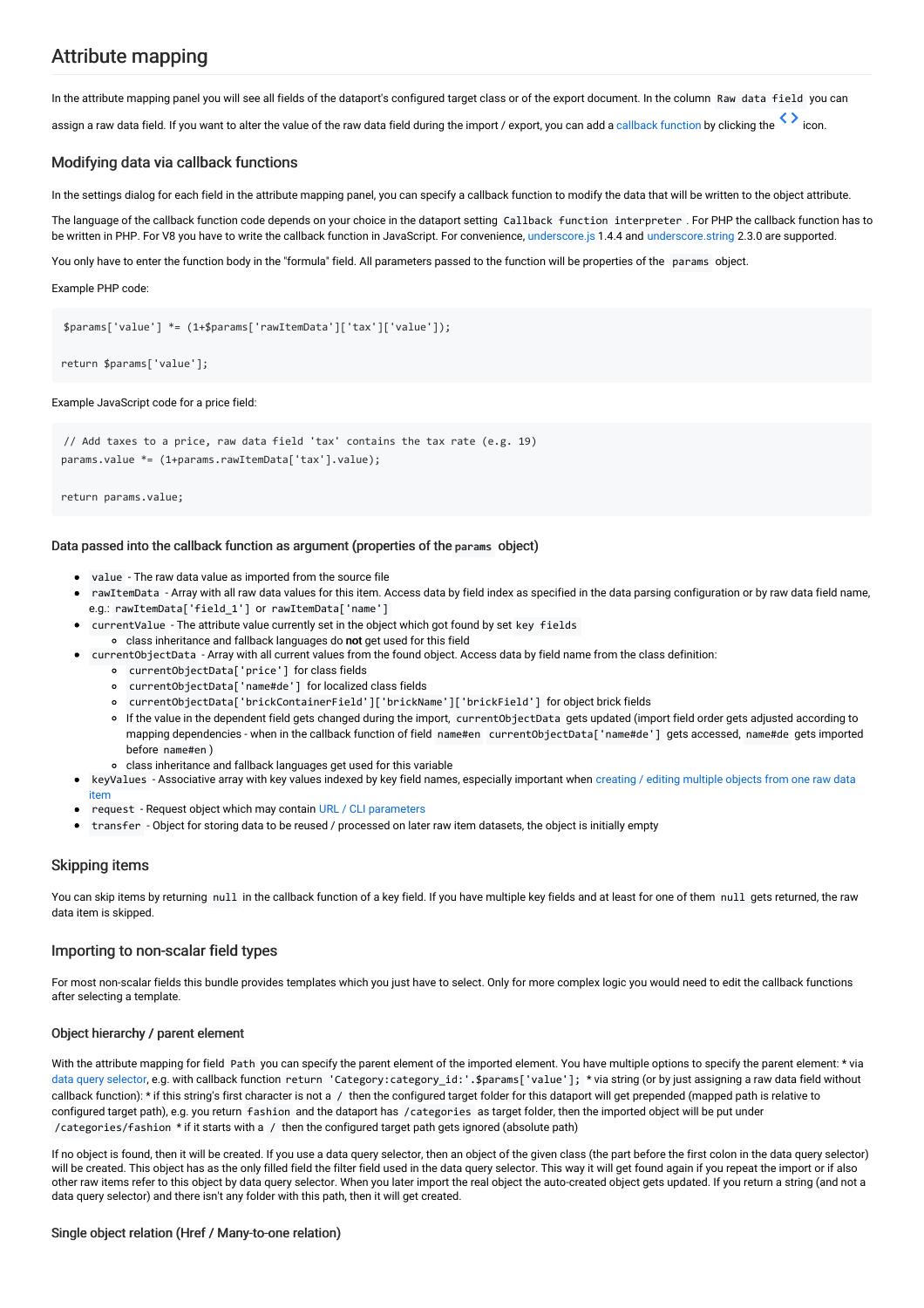## Attribute mapping

In the attribute mapping panel you will see all fields of the dataport's configured target class or of the export document. In the column `Raw data field` you can assign a raw data field. If you want to alter the value of the raw data field during the import / export, you can add a callback function by clicking the `<>` icon.

### Modifying data via callback functions

In the settings dialog for each field in the attribute mapping panel, you can specify a callback function to modify the data that will be written to the object attribute.

The language of the callback function code depends on your choice in the dataport setting `Callback function interpreter`. For PHP the callback function has to be written in PHP. For V8 you have to write the callback function in JavaScript. For convenience, underscore.js 1.4.4 and underscore.string 2.3.0 are supported.

You only have to enter the function body in the "formula" field. All parameters passed to the function will be properties of the `params` object.

Example PHP code:

```
$params['value'] *= (1+$params['rawItemData']['tax']['value']);

return $params['value'];
```

Example JavaScript code for a price field:

```
// Add taxes to a price, raw data field 'tax' contains the tax rate (e.g. 19)
params.value *= (1+params.rawItemData['tax'].value);

return params.value;
```

#### Data passed into the callback function as argument (properties of the `params` object)

- `value` - The raw data value as imported from the source file
- `rawItemData` - Array with all raw data values for this item. Access data by field index as specified in the data parsing configuration or by raw data field name, e.g.: `rawItemData['field_1']` or `rawItemData['name']`
- `currentValue` - The attribute value currently set in the object which got found by set `key fields`
  - class inheritance and fallback languages do **not** get used for this field
- `currentObjectData` - Array with all current values from the found object. Access data by field name from the class definition:
  - `currentObjectData['price']` for class fields
  - `currentObjectData['name#de']` for localized class fields
  - `currentObjectData['brickContainerField']['brickName']['brickField']` for object brick fields
  - If the value in the dependent field gets changed during the import, `currentObjectData` gets updated (import field order gets adjusted according to mapping dependencies - when in the callback function of field `name#en` `currentObjectData['name#de']` gets accessed, `name#de` gets imported before `name#en`)
  - class inheritance and fallback languages get used for this variable
- `keyValues` - Associative array with key values indexed by key field names, especially important when creating / editing multiple objects from one raw data item
- `request` - Request object which may contain URL / CLI parameters
- `transfer` - Object for storing data to be reused / processed on later raw item datasets, the object is initially empty

### Skipping items

You can skip items by returning `null` in the callback function of a key field. If you have multiple key fields and at least for one of them `null` gets returned, the raw data item is skipped.

### Importing to non-scalar field types

For most non-scalar fields this bundle provides templates which you just have to select. Only for more complex logic you would need to edit the callback functions after selecting a template.

#### Object hierarchy / parent element

With the attribute mapping for field `Path` you can specify the parent element of the imported element. You have multiple options to specify the parent element: * via data query selector, e.g. with callback function `return 'Category:category_id:'.$params['value'];` * via string (or by just assigning a raw data field without callback function): * if this string's first character is not a `/` then the configured target folder for this dataport will get prepended (mapped path is relative to configured target path), e.g. you return `fashion` and the dataport has `/categories` as target folder, then the imported object will be put under `/categories/fashion` * if it starts with a `/` then the configured target path gets ignored (absolute path)

If no object is found, then it will be created. If you use a data query selector, then an object of the given class (the part before the first colon in the data query selector) will be created. This object has as the only filled field the filter field used in the data query selector. This way it will get found again if you repeat the import or if also other raw items refer to this object by data query selector. When you later import the real object the auto-created object gets updated. If you return a string (and not a data query selector) and there isn't any folder with this path, then it will get created.

#### Single object relation (Href / Many-to-one relation)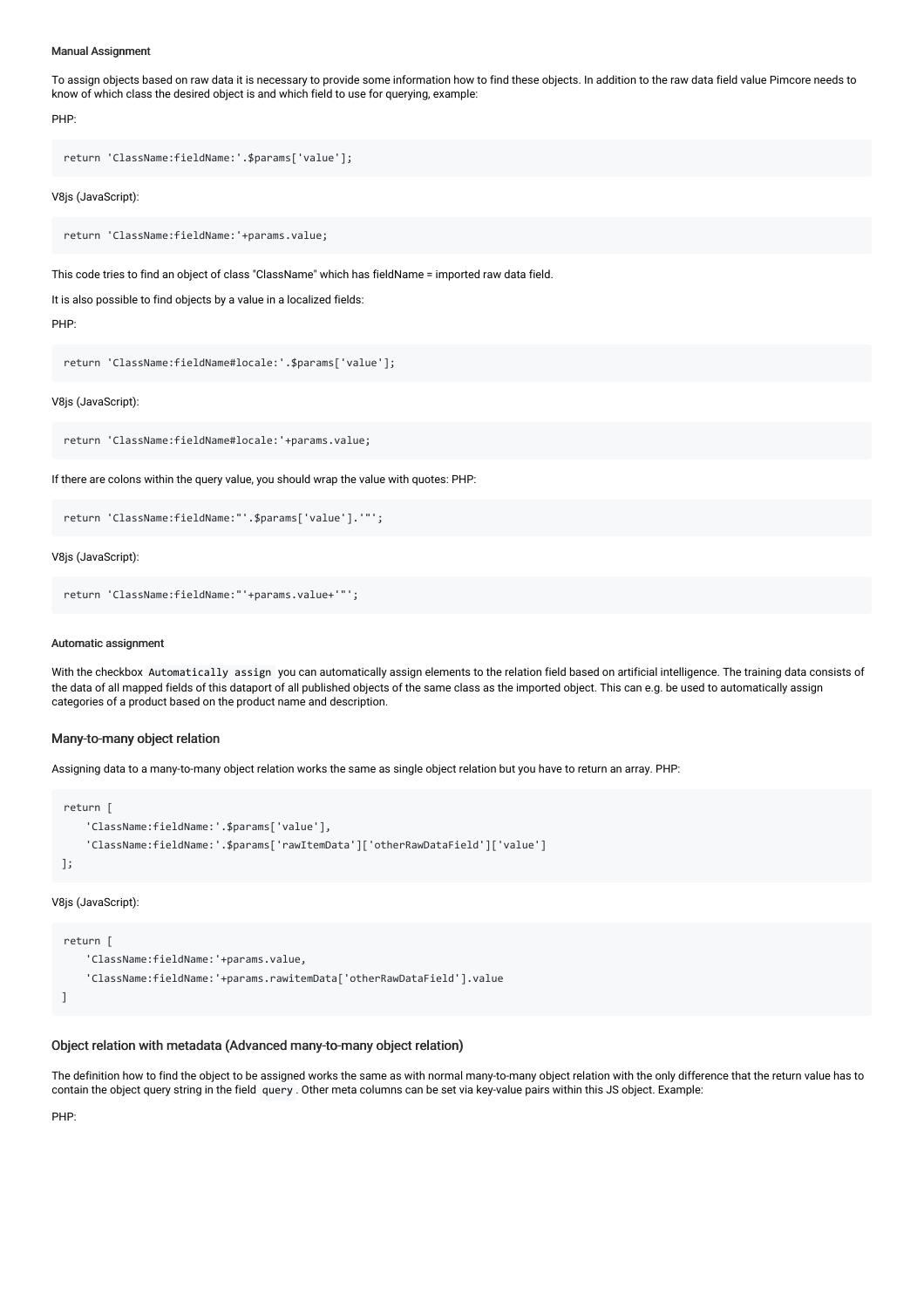#### Manual Assignment

To assign objects based on raw data it is necessary to provide some information how to find these objects. In addition to the raw data field value Pimcore needs to know of which class the desired object is and which field to use for querying, example:

PHP:

```
return 'ClassName:fieldName:'.$params['value'];
```

V8js (JavaScript):

```
return 'ClassName:fieldName:'+params.value;
```

This code tries to find an object of class "ClassName" which has fieldName = imported raw data field.

It is also possible to find objects by a value in a localized fields:

PHP:

```
return 'ClassName:fieldName#locale:'.$params['value'];
```

V8js (JavaScript):

```
return 'ClassName:fieldName#locale:'+params.value;
```

If there are colons within the query value, you should wrap the value with quotes: PHP:

```
return 'ClassName:fieldName:"'.$params['value'].'"';
```

V8js (JavaScript):

```
return 'ClassName:fieldName:"'+params.value+'"';
```

#### Automatic assignment

With the checkbox `Automatically assign` you can automatically assign elements to the relation field based on artificial intelligence. The training data consists of the data of all mapped fields of this dataport of all published objects of the same class as the imported object. This can e.g. be used to automatically assign categories of a product based on the product name and description.

### Many-to-many object relation

Assigning data to a many-to-many object relation works the same as single object relation but you have to return an array. PHP:

```
return [
    'ClassName:fieldName:'.$params['value'],
    'ClassName:fieldName:'.$params['rawItemData']['otherRawDataField']['value']
];
```

V8js (JavaScript):

```
return [
    'ClassName:fieldName:'+params.value,
    'ClassName:fieldName:'+params.rawitemData['otherRawDataField'].value
]
```

### Object relation with metadata (Advanced many-to-many object relation)

The definition how to find the object to be assigned works the same as with normal many-to-many object relation with the only difference that the return value has to contain the object query string in the field `query`. Other meta columns can be set via key-value pairs within this JS object. Example:

PHP: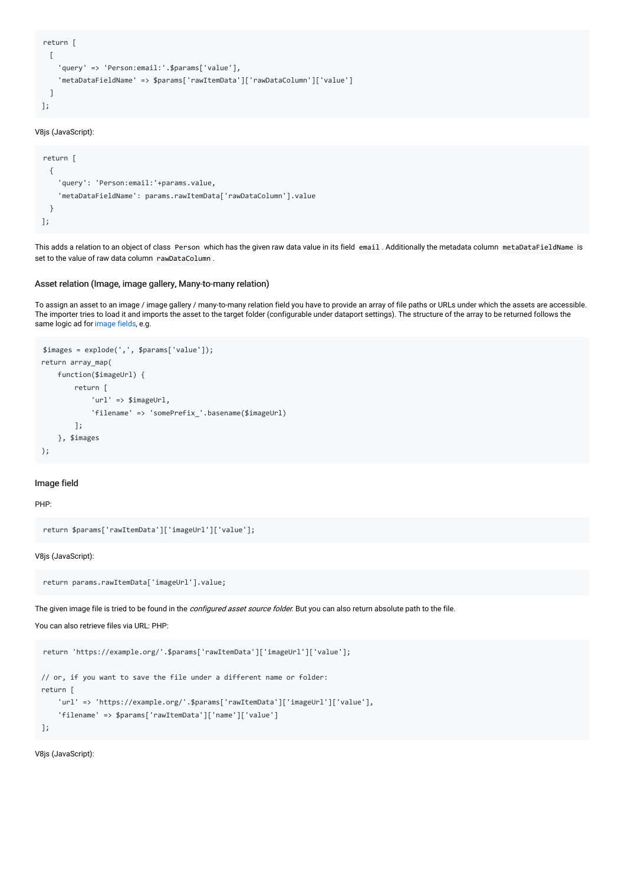```
return [
  [
    'query' => 'Person:email:'.$params['value'],
    'metaDataFieldName' => $params['rawItemData']['rawDataColumn']['value']
  ]
];
```

V8js (JavaScript):

```
return [
  {
    'query': 'Person:email:'+params.value,
    'metaDataFieldName': params.rawItemData['rawDataColumn'].value
  }
];
```

This adds a relation to an object of class `Person` which has the given raw data value in its field `email`. Additionally the metadata column `metaDataFieldName` is set to the value of raw data column `rawDataColumn`.

### Asset relation (Image, image gallery, Many-to-many relation)

To assign an asset to an image / image gallery / many-to-many relation field you have to provide an array of file paths or URLs under which the assets are accessible. The importer tries to load it and imports the asset to the target folder (configurable under dataport settings). The structure of the array to be returned follows the same logic ad for image fields, e.g.

```
$images = explode(',', $params['value']);
return array_map(
    function($imageUrl) {
        return [
            'url' => $imageUrl,
            'filename' => 'somePrefix_'.basename($imageUrl)
        ];
    }, $images
);
```

### Image field

PHP:

```
return $params['rawItemData']['imageUrl']['value'];
```

V8js (JavaScript):

```
return params.rawItemData['imageUrl'].value;
```

The given image file is tried to be found in the *configured asset source folder*. But you can also return absolute path to the file.

You can also retrieve files via URL: PHP:

```
return 'https://example.org/'.$params['rawItemData']['imageUrl']['value'];

// or, if you want to save the file under a different name or folder:
return [
    'url' => 'https://example.org/'.$params['rawItemData']['imageUrl']['value'],
    'filename' => $params['rawItemData']['name']['value']
];
```

V8js (JavaScript):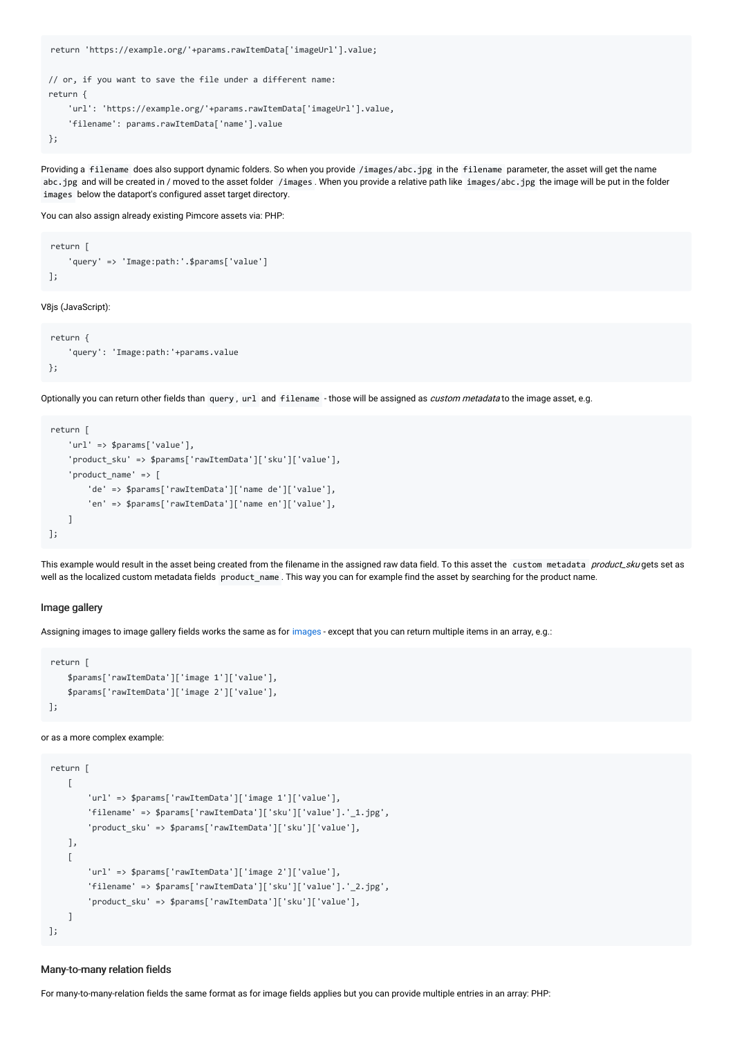```
return 'https://example.org/'+params.rawItemData['imageUrl'].value;

// or, if you want to save the file under a different name:
return {
    'url': 'https://example.org/'+params.rawItemData['imageUrl'].value,
    'filename': params.rawItemData['name'].value
};
```

Providing a `filename` does also support dynamic folders. So when you provide `/images/abc.jpg` in the `filename` parameter, the asset will get the name `abc.jpg` and will be created in / moved to the asset folder `/images`. When you provide a relative path like `images/abc.jpg` the image will be put in the folder `images` below the dataport's configured asset target directory.

You can also assign already existing Pimcore assets via: PHP:

```
return [
    'query' => 'Image:path:'.$params['value']
];
```

V8js (JavaScript):

```
return {
    'query': 'Image:path:'+params.value
};
```

Optionally you can return other fields than `query`, `url` and `filename` - those will be assigned as *custom metadata* to the image asset, e.g.

```
return [
    'url' => $params['value'],
    'product_sku' => $params['rawItemData']['sku']['value'],
    'product_name' => [
        'de' => $params['rawItemData']['name de']['value'],
        'en' => $params['rawItemData']['name en']['value'],
    ]
];
```

This example would result in the asset being created from the filename in the assigned raw data field. To this asset the `custom metadata` *product_sku* gets set as well as the localized custom metadata fields `product_name`. This way you can for example find the asset by searching for the product name.

### Image gallery

Assigning images to image gallery fields works the same as for images - except that you can return multiple items in an array, e.g.:

```
return [
    $params['rawItemData']['image 1']['value'],
    $params['rawItemData']['image 2']['value'],
];
```

or as a more complex example:

```
return [
    [
        'url' => $params['rawItemData']['image 1']['value'],
        'filename' => $params['rawItemData']['sku']['value'].'_1.jpg',
        'product_sku' => $params['rawItemData']['sku']['value'],
    ],
    [
        'url' => $params['rawItemData']['image 2']['value'],
        'filename' => $params['rawItemData']['sku']['value'].'_2.jpg',
        'product_sku' => $params['rawItemData']['sku']['value'],
    ]
];
```

### Many-to-many relation fields

For many-to-many-relation fields the same format as for image fields applies but you can provide multiple entries in an array: PHP: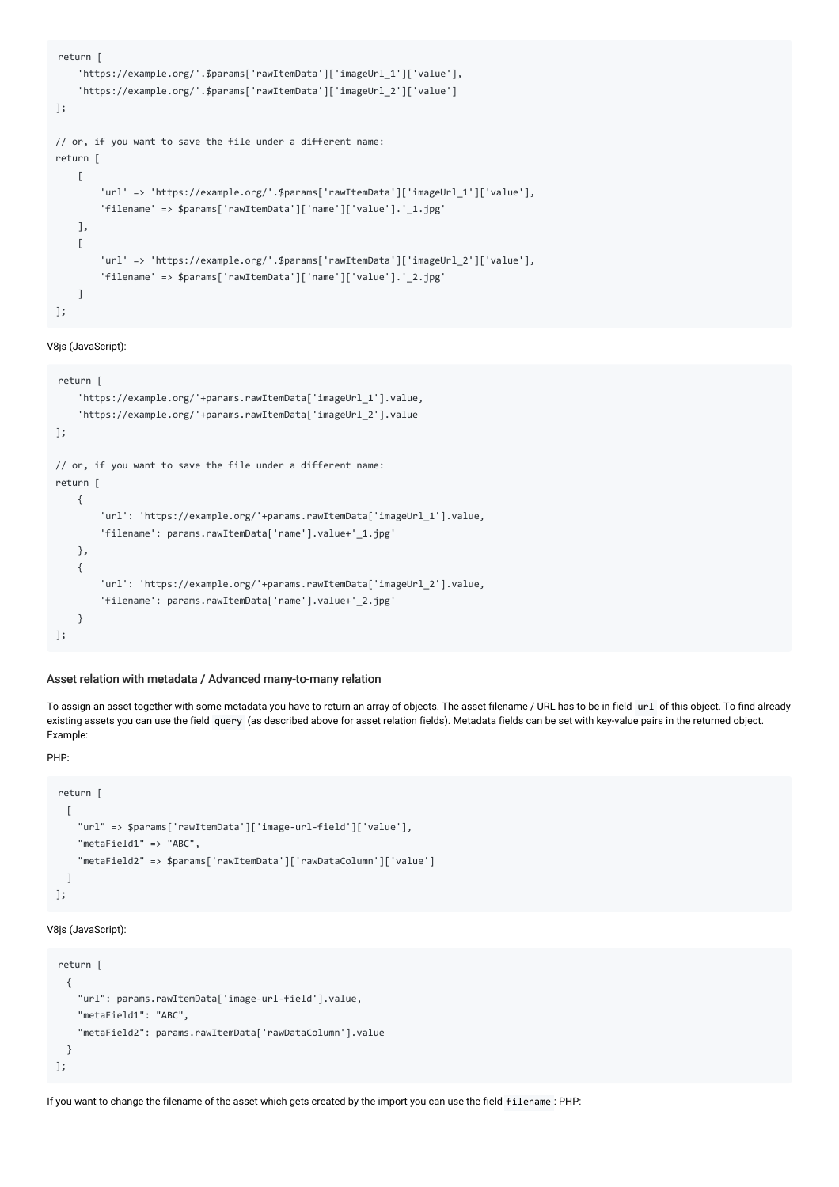```
return [
    'https://example.org/'.$params['rawItemData']['imageUrl_1']['value'],
    'https://example.org/'.$params['rawItemData']['imageUrl_2']['value']
];

// or, if you want to save the file under a different name:
return [
    [
        'url' => 'https://example.org/'.$params['rawItemData']['imageUrl_1']['value'],
        'filename' => $params['rawItemData']['name']['value'].'_1.jpg'
    ],
    [
        'url' => 'https://example.org/'.$params['rawItemData']['imageUrl_2']['value'],
        'filename' => $params['rawItemData']['name']['value'].'_2.jpg'
    ]
];
```

V8js (JavaScript):

```
return [
    'https://example.org/'+params.rawItemData['imageUrl_1'].value,
    'https://example.org/'+params.rawItemData['imageUrl_2'].value
];

// or, if you want to save the file under a different name:
return [
    {
        'url': 'https://example.org/'+params.rawItemData['imageUrl_1'].value,
        'filename': params.rawItemData['name'].value+'_1.jpg'
    },
    {
        'url': 'https://example.org/'+params.rawItemData['imageUrl_2'].value,
        'filename': params.rawItemData['name'].value+'_2.jpg'
    }
];
```

### Asset relation with metadata / Advanced many-to-many relation

To assign an asset together with some metadata you have to return an array of objects. The asset filename / URL has to be in field `url` of this object. To find already existing assets you can use the field `query` (as described above for asset relation fields). Metadata fields can be set with key-value pairs in the returned object. Example:

PHP:

```
return [
  [
    "url" => $params['rawItemData']['image-url-field']['value'],
    "metaField1" => "ABC",
    "metaField2" => $params['rawItemData']['rawDataColumn']['value']
  ]
];
```

V8js (JavaScript):

```
return [
  {
    "url": params.rawItemData['image-url-field'].value,
    "metaField1": "ABC",
    "metaField2": params.rawItemData['rawDataColumn'].value
  }
];
```

If you want to change the filename of the asset which gets created by the import you can use the field `filename` : PHP: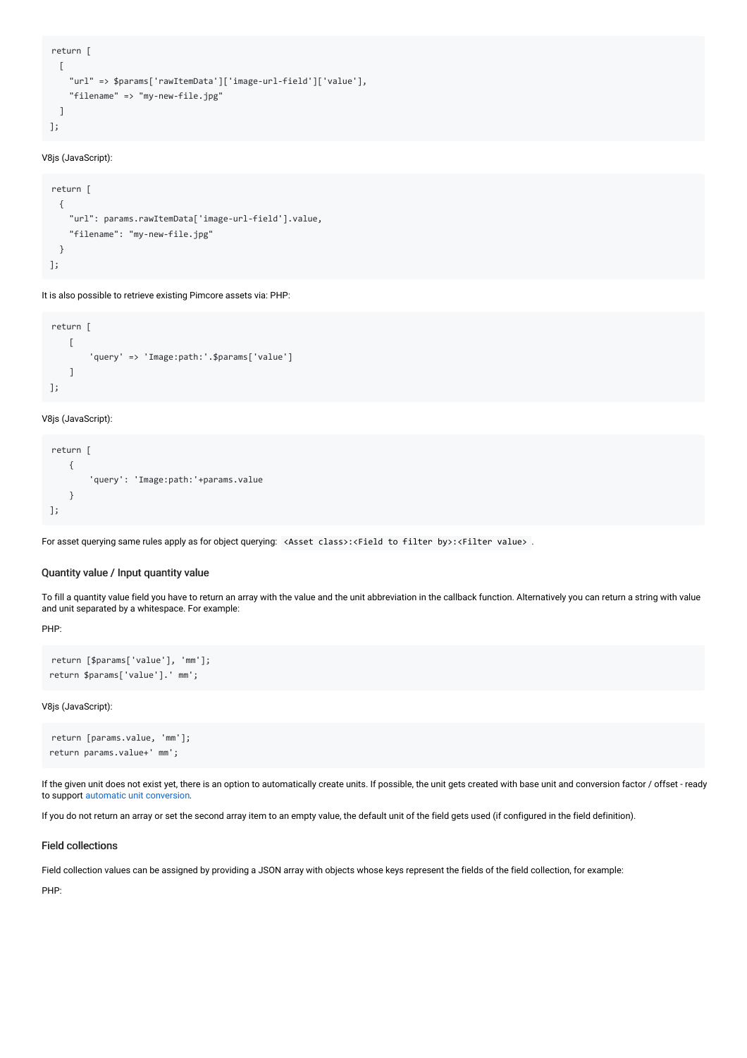```
return [
  [
    "url" => $params['rawItemData']['image-url-field']['value'],
    "filename" => "my-new-file.jpg"
  ]
];
```

V8js (JavaScript):

```
return [
  {
    "url": params.rawItemData['image-url-field'].value,
    "filename": "my-new-file.jpg"
  }
];
```

It is also possible to retrieve existing Pimcore assets via: PHP:

```
return [
    [
        'query' => 'Image:path:'.$params['value']
    ]
];
```

V8js (JavaScript):

```
return [
    {
        'query': 'Image:path:'+params.value
    }
];
```

For asset querying same rules apply as for object querying: `<Asset class>:<Field to filter by>:<Filter value>` .

### Quantity value / Input quantity value

To fill a quantity value field you have to return an array with the value and the unit abbreviation in the callback function. Alternatively you can return a string with value and unit separated by a whitespace. For example:

PHP:

```
return [$params['value'], 'mm'];
return $params['value'].' mm';
```

V8js (JavaScript):

```
return [params.value, 'mm'];
return params.value+' mm';
```

If the given unit does not exist yet, there is an option to automatically create units. If possible, the unit gets created with base unit and conversion factor / offset - ready to support automatic unit conversion.

If you do not return an array or set the second array item to an empty value, the default unit of the field gets used (if configured in the field definition).

### Field collections

Field collection values can be assigned by providing a JSON array with objects whose keys represent the fields of the field collection, for example:

PHP: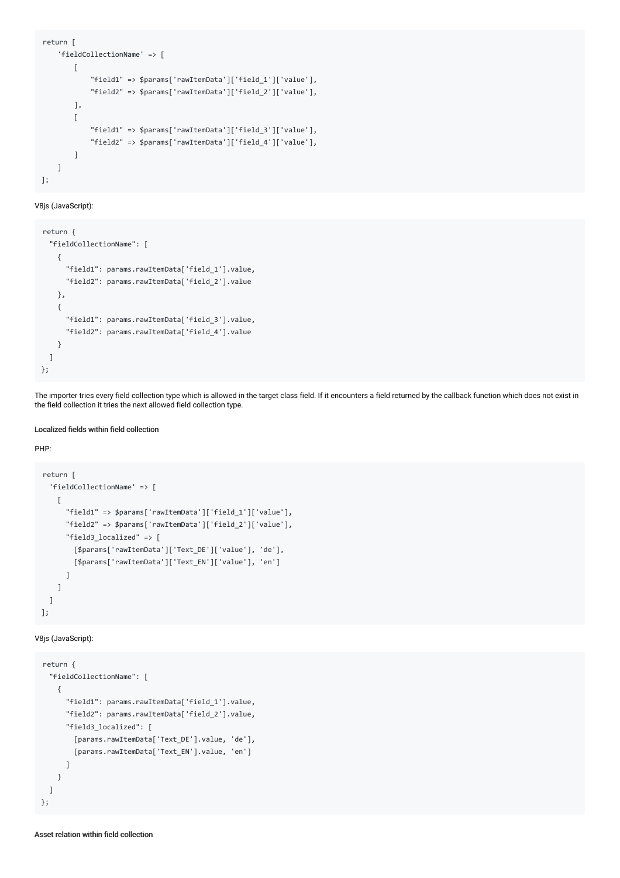```
return [
    'fieldCollectionName' => [
        [
            "field1" => $params['rawItemData']['field_1']['value'],
            "field2" => $params['rawItemData']['field_2']['value'],
        ],
        [
            "field1" => $params['rawItemData']['field_3']['value'],
            "field2" => $params['rawItemData']['field_4']['value'],
        ]
    ]
];
```

V8js (JavaScript):

```
return {
  "fieldCollectionName": [
    {
      "field1": params.rawItemData['field_1'].value,
      "field2": params.rawItemData['field_2'].value
    },
    {
      "field1": params.rawItemData['field_3'].value,
      "field2": params.rawItemData['field_4'].value
    }
  ]
};
```

The importer tries every field collection type which is allowed in the target class field. If it encounters a field returned by the callback function which does not exist in the field collection it tries the next allowed field collection type.

#### Localized fields within field collection

PHP:

```
return [
  'fieldCollectionName' => [
    [
      "field1" => $params['rawItemData']['field_1']['value'],
      "field2" => $params['rawItemData']['field_2']['value'],
      "field3_localized" => [
        [$params['rawItemData']['Text_DE']['value'], 'de'],
        [$params['rawItemData']['Text_EN']['value'], 'en']
      ]
    ]
  ]
];
```

V8js (JavaScript):

```
return {
  "fieldCollectionName": [
    {
      "field1": params.rawItemData['field_1'].value,
      "field2": params.rawItemData['field_2'].value,
      "field3_localized": [
        [params.rawItemData['Text_DE'].value, 'de'],
        [params.rawItemData['Text_EN'].value, 'en']
      ]
    }
  ]
};
```

#### Asset relation within field collection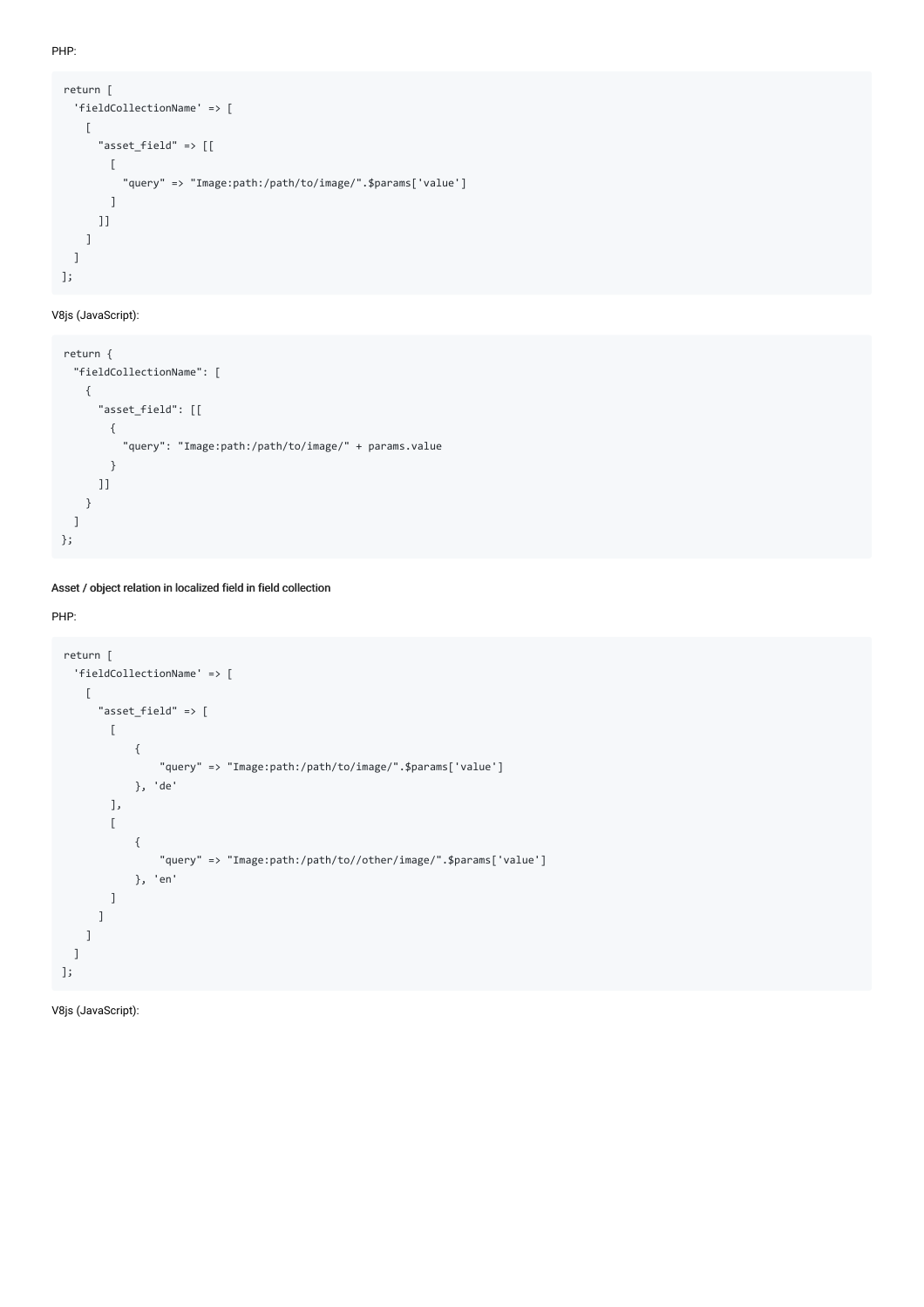PHP:

```
return [
  'fieldCollectionName' => [
    [
      "asset_field" => [[
        [
          "query" => "Image:path:/path/to/image/".$params['value']
        ]
      ]]
    ]
  ]
];
```

V8js (JavaScript):

```
return {
  "fieldCollectionName": [
    {
      "asset_field": [[
        {
          "query": "Image:path:/path/to/image/" + params.value
        }
      ]]
    }
  ]
};
```

#### Asset / object relation in localized field in field collection

PHP:

```
return [
  'fieldCollectionName' => [
    [
      "asset_field" => [
        [
            {
                "query" => "Image:path:/path/to/image/".$params['value']
            }, 'de'
        ],
        [
            {
                "query" => "Image:path:/path/to//other/image/".$params['value']
            }, 'en'
        ]
      ]
    ]
  ]
];
```

V8js (JavaScript):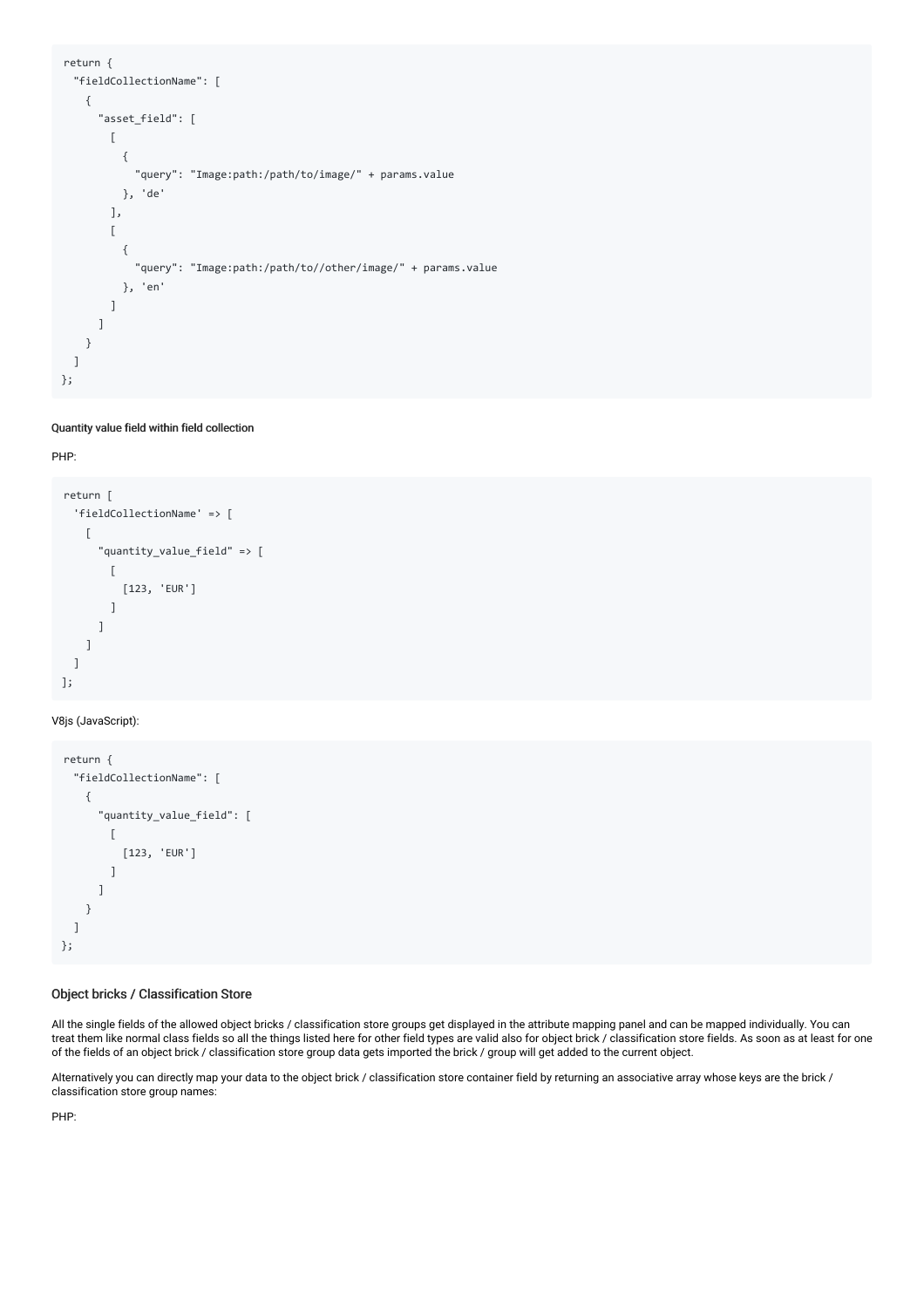```
return {
  "fieldCollectionName": [
    {
      "asset_field": [
        [
          {
            "query": "Image:path:/path/to/image/" + params.value
          }, 'de'
        ],
        [
          {
            "query": "Image:path:/path/to//other/image/" + params.value
          }, 'en'
        ]
      ]
    }
  ]
};
```

#### Quantity value field within field collection

PHP:

```
return [
  'fieldCollectionName' => [
    [
      "quantity_value_field" => [
        [
          [123, 'EUR']
        ]
      ]
    ]
  ]
];
```

V8js (JavaScript):

```
return {
  "fieldCollectionName": [
    {
      "quantity_value_field": [
        [
          [123, 'EUR']
        ]
      ]
    }
  ]
};
```

### Object bricks / Classification Store

All the single fields of the allowed object bricks / classification store groups get displayed in the attribute mapping panel and can be mapped individually. You can treat them like normal class fields so all the things listed here for other field types are valid also for object brick / classification store fields. As soon as at least for one of the fields of an object brick / classification store group data gets imported the brick / group will get added to the current object.

Alternatively you can directly map your data to the object brick / classification store container field by returning an associative array whose keys are the brick / classification store group names:

PHP: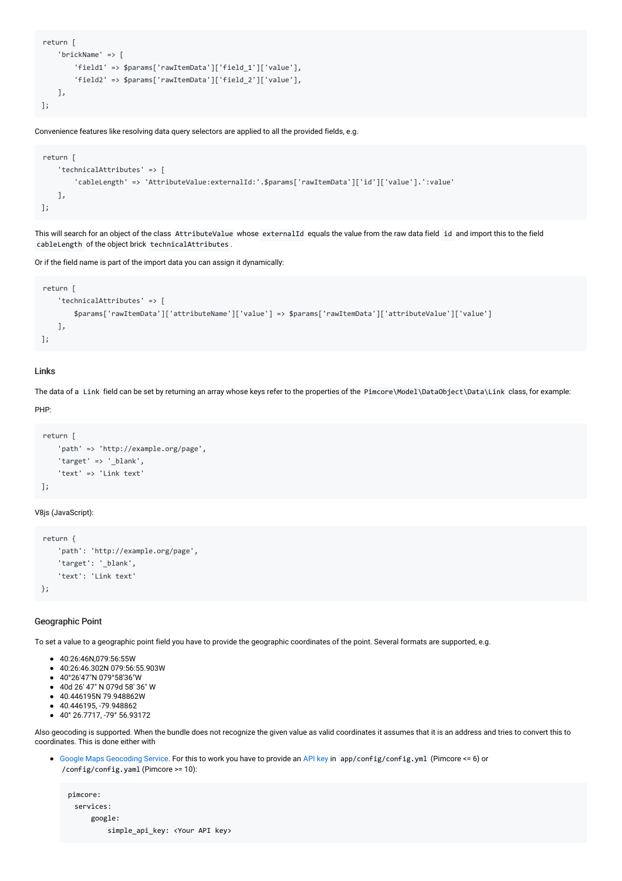```
return [
    'brickName' => [
        'field1' => $params['rawItemData']['field_1']['value'],
        'field2' => $params['rawItemData']['field_2']['value'],
    ],
];
```

Convenience features like resolving data query selectors are applied to all the provided fields, e.g.

```
return [
    'technicalAttributes' => [
        'cableLength' => 'AttributeValue:externalId:'.$params['rawItemData']['id']['value'].':value'
    ],
];
```

This will search for an object of the class `AttributeValue` whose `externalId` equals the value from the raw data field `id` and import this to the field `cableLength` of the object brick `technicalAttributes`.

Or if the field name is part of the import data you can assign it dynamically:

```
return [
    'technicalAttributes' => [
        $params['rawItemData']['attributeName']['value'] => $params['rawItemData']['attributeValue']['value']
    ],
];
```

### Links

The data of a `Link` field can be set by returning an array whose keys refer to the properties of the `Pimcore\Model\DataObject\Data\Link` class, for example:

PHP:

```
return [
    'path' => 'http://example.org/page',
    'target' => '_blank',
    'text' => 'Link text'
];
```

V8js (JavaScript):

```
return {
    'path': 'http://example.org/page',
    'target': '_blank',
    'text': 'Link text'
};
```

### Geographic Point

To set a value to a geographic point field you have to provide the geographic coordinates of the point. Several formats are supported, e.g.

- 40:26:46N,079:56:55W
- 40:26:46.302N 079:56:55.903W
- 40°26'47"N 079°58'36"W
- 40d 26' 47" N 079d 58' 36" W
- 40.446195N 79.948862W
- 40.446195, -79.948862
- 40° 26.7717, -79° 56.93172

Also geocoding is supported. When the bundle does not recognize the given value as valid coordinates it assumes that it is an address and tries to convert this to coordinates. This is done either with

- Google Maps Geocoding Service. For this to work you have to provide an API key in `app/config/config.yml` (Pimcore <= 6) or `/config/config.yaml` (Pimcore >= 10):

  ```
  pimcore:
    services:
        google:
            simple_api_key: <Your API key>
  ```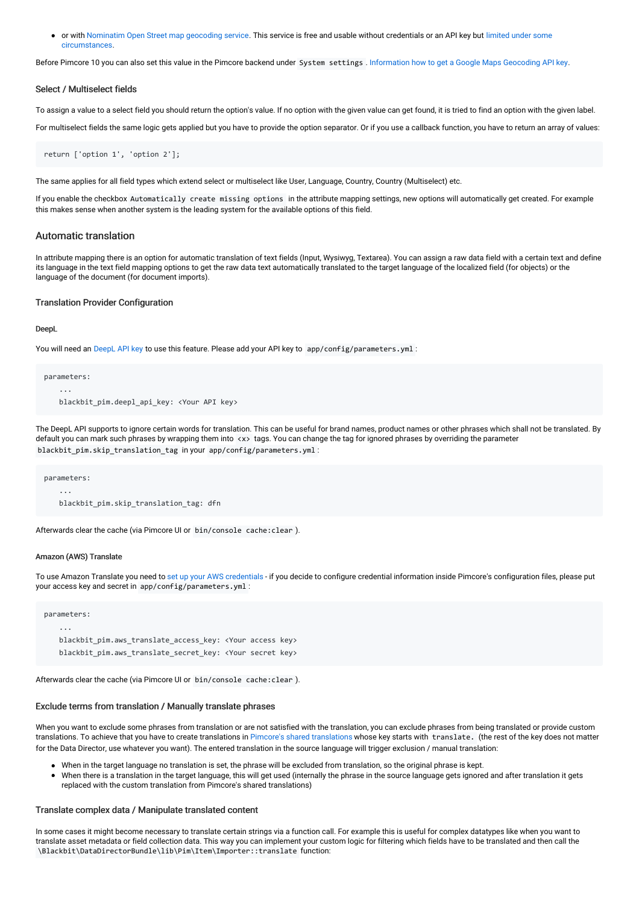- or with Nominatim Open Street map geocoding service. This service is free and usable without credentials or an API key but limited under some circumstances.

Before Pimcore 10 you can also set this value in the Pimcore backend under `System settings`. Information how to get a Google Maps Geocoding API key.

### Select / Multiselect fields

To assign a value to a select field you should return the option's value. If no option with the given value can get found, it is tried to find an option with the given label.

For multiselect fields the same logic gets applied but you have to provide the option separator. Or if you use a callback function, you have to return an array of values:

```
return ['option 1', 'option 2'];
```

The same applies for all field types which extend select or multiselect like User, Language, Country, Country (Multiselect) etc.

If you enable the checkbox `Automatically create missing options` in the attribute mapping settings, new options will automatically get created. For example this makes sense when another system is the leading system for the available options of this field.

## Automatic translation

In attribute mapping there is an option for automatic translation of text fields (Input, Wysiwyg, Textarea). You can assign a raw data field with a certain text and define its language in the text field mapping options to get the raw data text automatically translated to the target language of the localized field (for objects) or the language of the document (for document imports).

### Translation Provider Configuration

#### DeepL

You will need an DeepL API key to use this feature. Please add your API key to `app/config/parameters.yml`:

```
parameters:
    ...
    blackbit_pim.deepl_api_key: <Your API key>
```

The DeepL API supports to ignore certain words for translation. This can be useful for brand names, product names or other phrases which shall not be translated. By default you can mark such phrases by wrapping them into `<x>` tags. You can change the tag for ignored phrases by overriding the parameter `blackbit_pim.skip_translation_tag` in your `app/config/parameters.yml`:

```
parameters:
    ...
    blackbit_pim.skip_translation_tag: dfn
```

Afterwards clear the cache (via Pimcore UI or `bin/console cache:clear`).

#### Amazon (AWS) Translate

To use Amazon Translate you need to set up your AWS credentials - if you decide to configure credential information inside Pimcore's configuration files, please put your access key and secret in `app/config/parameters.yml`:

```
parameters:
    ...
    blackbit_pim.aws_translate_access_key: <Your access key>
    blackbit_pim.aws_translate_secret_key: <Your secret key>
```

Afterwards clear the cache (via Pimcore UI or `bin/console cache:clear`).

### Exclude terms from translation / Manually translate phrases

When you want to exclude some phrases from translation or are not satisfied with the translation, you can exclude phrases from being translated or provide custom translations. To achieve that you have to create translations in Pimcore's shared translations whose key starts with `translate.` (the rest of the key does not matter for the Data Director, use whatever you want). The entered translation in the source language will trigger exclusion / manual translation:

- When in the target language no translation is set, the phrase will be excluded from translation, so the original phrase is kept.
- When there is a translation in the target language, this will get used (internally the phrase in the source language gets ignored and after translation it gets replaced with the custom translation from Pimcore's shared translations)

### Translate complex data / Manipulate translated content

In some cases it might become necessary to translate certain strings via a function call. For example this is useful for complex datatypes like when you want to translate asset metadata or field collection data. This way you can implement your custom logic for filtering which fields have to be translated and then call the `\Blackbit\DataDirectorBundle\lib\Pim\Item\Importer::translate` function: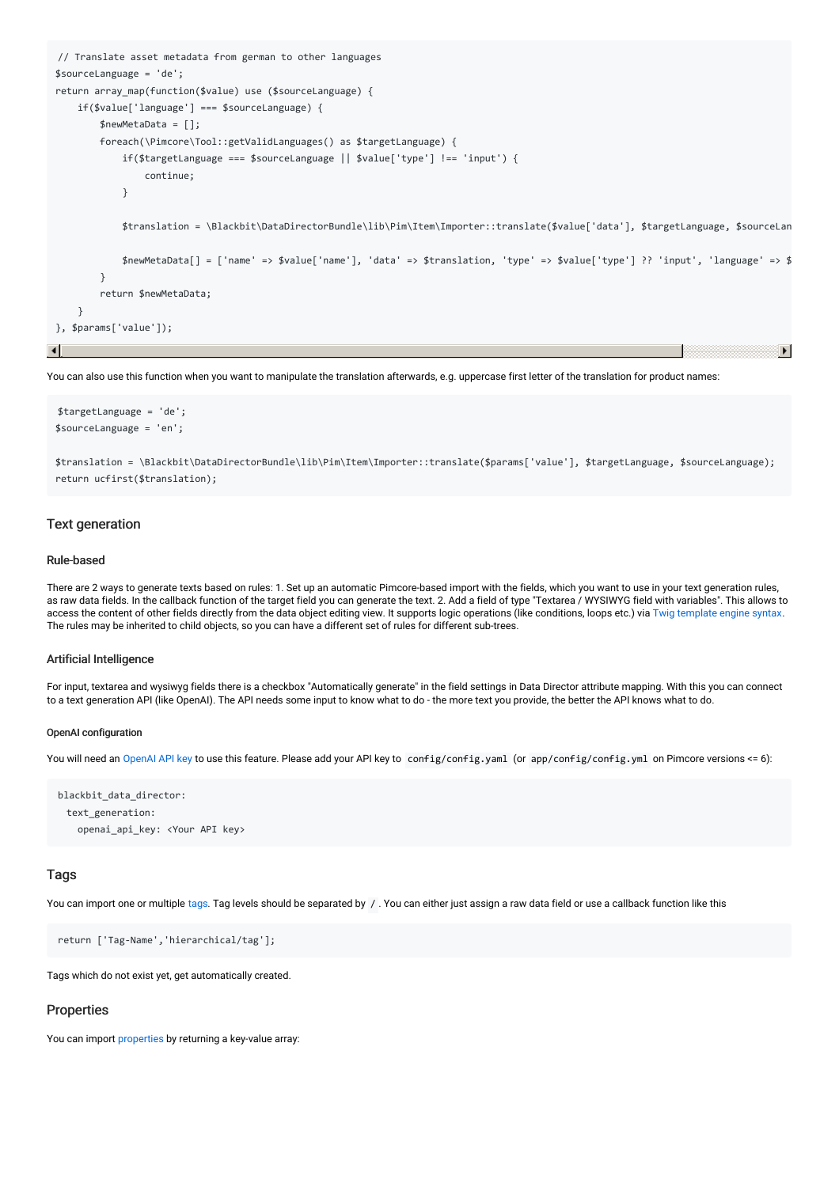```
// Translate asset metadata from german to other languages
$sourceLanguage = 'de';
return array_map(function($value) use ($sourceLanguage) {
    if($value['language'] === $sourceLanguage) {
        $newMetaData = [];
        foreach(\Pimcore\Tool::getValidLanguages() as $targetLanguage) {
            if($targetLanguage === $sourceLanguage || $value['type'] !== 'input') {
                continue;
            }

            $translation = \Blackbit\DataDirectorBundle\lib\Pim\Item\Importer::translate($value['data'], $targetLanguage, $sourceLan

            $newMetaData[] = ['name' => $value['name'], 'data' => $translation, 'type' => $value['type'] ?? 'input', 'language' => $
        }
        return $newMetaData;
    }
}, $params['value']);
```

You can also use this function when you want to manipulate the translation afterwards, e.g. uppercase first letter of the translation for product names:

```
$targetLanguage = 'de';
$sourceLanguage = 'en';

$translation = \Blackbit\DataDirectorBundle\lib\Pim\Item\Importer::translate($params['value'], $targetLanguage, $sourceLanguage);
return ucfirst($translation);
```

## Text generation

### Rule-based

There are 2 ways to generate texts based on rules: 1. Set up an automatic Pimcore-based import with the fields, which you want to use in your text generation rules, as raw data fields. In the callback function of the target field you can generate the text. 2. Add a field of type "Textarea / WYSIWYG field with variables". This allows to access the content of other fields directly from the data object editing view. It supports logic operations (like conditions, loops etc.) via Twig template engine syntax. The rules may be inherited to child objects, so you can have a different set of rules for different sub-trees.

### Artificial Intelligence

For input, textarea and wysiwyg fields there is a checkbox "Automatically generate" in the field settings in Data Director attribute mapping. With this you can connect to a text generation API (like OpenAI). The API needs some input to know what to do - the more text you provide, the better the API knows what to do.

#### OpenAI configuration

You will need an OpenAI API key to use this feature. Please add your API key to `config/config.yaml` (or `app/config/config.yml` on Pimcore versions <= 6):

```
blackbit_data_director:
  text_generation:
    openai_api_key: <Your API key>
```

## Tags

You can import one or multiple tags. Tag levels should be separated by `/`. You can either just assign a raw data field or use a callback function like this

```
return ['Tag-Name','hierarchical/tag'];
```

Tags which do not exist yet, get automatically created.

## Properties

You can import properties by returning a key-value array: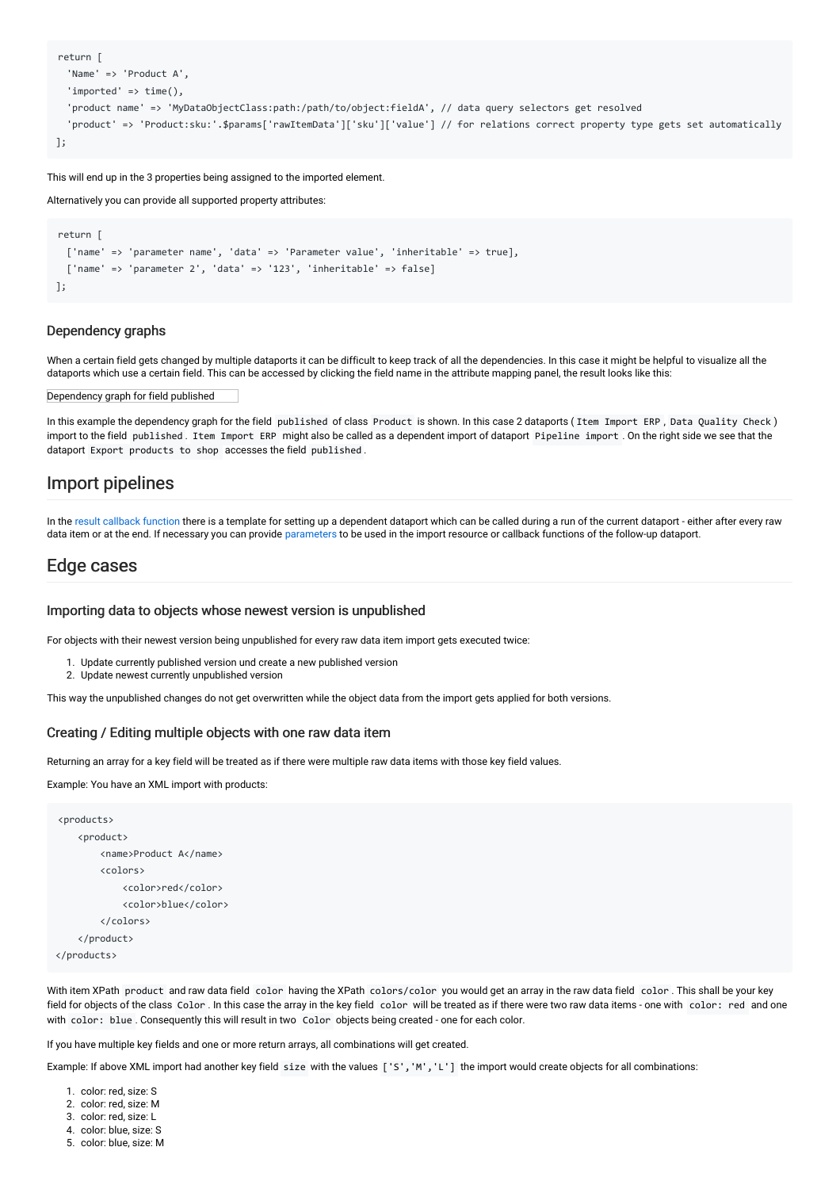```
return [
  'Name' => 'Product A',
  'imported' => time(),
  'product name' => 'MyDataObjectClass:path:/path/to/object:fieldA', // data query selectors get resolved
  'product' => 'Product:sku:'.$params['rawItemData']['sku']['value'] // for relations correct property type gets set automatically
];
```

This will end up in the 3 properties being assigned to the imported element.

Alternatively you can provide all supported property attributes:

```
return [
  ['name' => 'parameter name', 'data' => 'Parameter value', 'inheritable' => true],
  ['name' => 'parameter 2', 'data' => '123', 'inheritable' => false]
];
```

### Dependency graphs

When a certain field gets changed by multiple dataports it can be difficult to keep track of all the dependencies. In this case it might be helpful to visualize all the dataports which use a certain field. This can be accessed by clicking the field name in the attribute mapping panel, the result looks like this:

Dependency graph for field published

In this example the dependency graph for the field `published` of class `Product` is shown. In this case 2 dataports ( `Item Import ERP` , `Data Quality Check` ) import to the field `published` . `Item Import ERP` might also be called as a dependent import of dataport `Pipeline import` . On the right side we see that the dataport `Export products to shop` accesses the field `published` .

## Import pipelines

In the result callback function there is a template for setting up a dependent dataport which can be called during a run of the current dataport - either after every raw data item or at the end. If necessary you can provide parameters to be used in the import resource or callback functions of the follow-up dataport.

## Edge cases

### Importing data to objects whose newest version is unpublished

For objects with their newest version being unpublished for every raw data item import gets executed twice:

1. Update currently published version und create a new published version
2. Update newest currently unpublished version

This way the unpublished changes do not get overwritten while the object data from the import gets applied for both versions.

### Creating / Editing multiple objects with one raw data item

Returning an array for a key field will be treated as if there were multiple raw data items with those key field values.

Example: You have an XML import with products:

```
<products>
    <product>
        <name>Product A</name>
        <colors>
            <color>red</color>
            <color>blue</color>
        </colors>
    </product>
</products>
```

With item XPath `product` and raw data field `color` having the XPath `colors/color` you would get an array in the raw data field `color` . This shall be your key field for objects of the class `Color` . In this case the array in the key field `color` will be treated as if there were two raw data items - one with `color: red` and one with `color: blue` . Consequently this will result in two `Color` objects being created - one for each color.

If you have multiple key fields and one or more return arrays, all combinations will get created.

Example: If above XML import had another key field `size` with the values `['S','M','L']` the import would create objects for all combinations:

1. color: red, size: S
2. color: red, size: M
3. color: red, size: L
4. color: blue, size: S
5. color: blue, size: M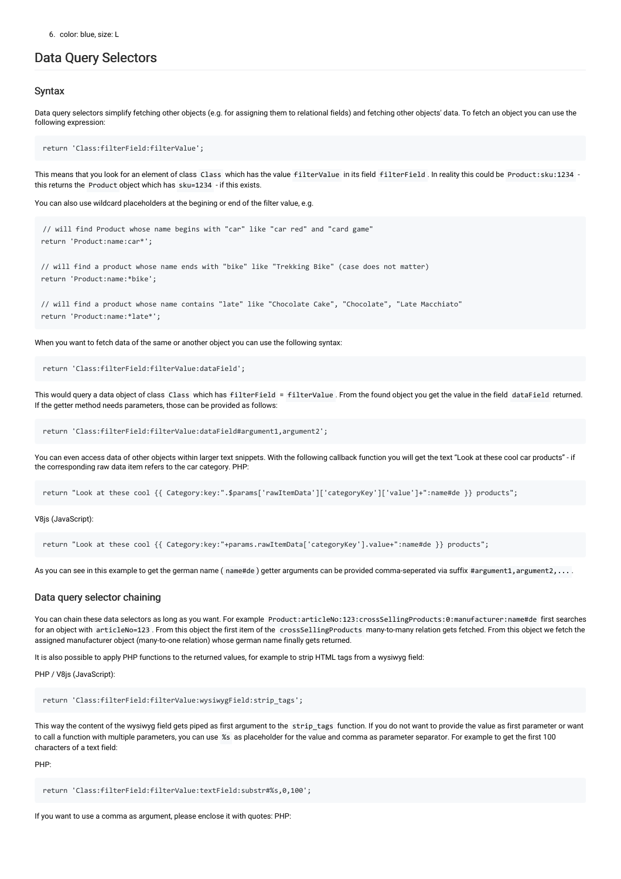6. color: blue, size: L

## Data Query Selectors

### Syntax

Data query selectors simplify fetching other objects (e.g. for assigning them to relational fields) and fetching other objects' data. To fetch an object you can use the following expression:

```
return 'Class:filterField:filterValue';
```

This means that you look for an element of class `Class` which has the value `filterValue` in its field `filterField`. In reality this could be `Product:sku:1234` - this returns the `Product` object which has `sku=1234` - if this exists.

You can also use wildcard placeholders at the begining or end of the filter value, e.g.

```
 // will find Product whose name begins with "car" like "car red" and "card game"
return 'Product:name:car*';

// will find a product whose name ends with "bike" like "Trekking Bike" (case does not matter)
return 'Product:name:*bike';

// will find a product whose name contains "late" like "Chocolate Cake", "Chocolate", "Late Macchiato"
return 'Product:name:*late*';
```

When you want to fetch data of the same or another object you can use the following syntax:

```
return 'Class:filterField:filterValue:dataField';
```

This would query a data object of class `Class` which has `filterField = filterValue`. From the found object you get the value in the field `dataField` returned. If the getter method needs parameters, those can be provided as follows:

```
return 'Class:filterField:filterValue:dataField#argument1,argument2';
```

You can even access data of other objects within larger text snippets. With the following callback function you will get the text "Look at these cool car products" - if the corresponding raw data item refers to the car category. PHP:

```
return "Look at these cool {{ Category:key:".$params['rawItemData']['categoryKey']['value']+":name#de }} products";
```

V8js (JavaScript):

```
return "Look at these cool {{ Category:key:"+params.rawItemData['categoryKey'].value+":name#de }} products";
```

As you can see in this example to get the german name ( `name#de` ) getter arguments can be provided comma-seperated via suffix `#argument1,argument2,...`.

### Data query selector chaining

You can chain these data selectors as long as you want. For example `Product:articleNo:123:crossSellingProducts:0:manufacturer:name#de` first searches for an object with `articleNo=123`. From this object the first item of the `crossSellingProducts` many-to-many relation gets fetched. From this object we fetch the assigned manufacturer object (many-to-one relation) whose german name finally gets returned.

It is also possible to apply PHP functions to the returned values, for example to strip HTML tags from a wysiwyg field:

PHP / V8js (JavaScript):

```
return 'Class:filterField:filterValue:wysiwygField:strip_tags';
```

This way the content of the wysiwyg field gets piped as first argument to the `strip_tags` function. If you do not want to provide the value as first parameter or want to call a function with multiple parameters, you can use `%s` as placeholder for the value and comma as parameter separator. For example to get the first 100 characters of a text field:

PHP:

```
return 'Class:filterField:filterValue:textField:substr#%s,0,100';
```

If you want to use a comma as argument, please enclose it with quotes: PHP: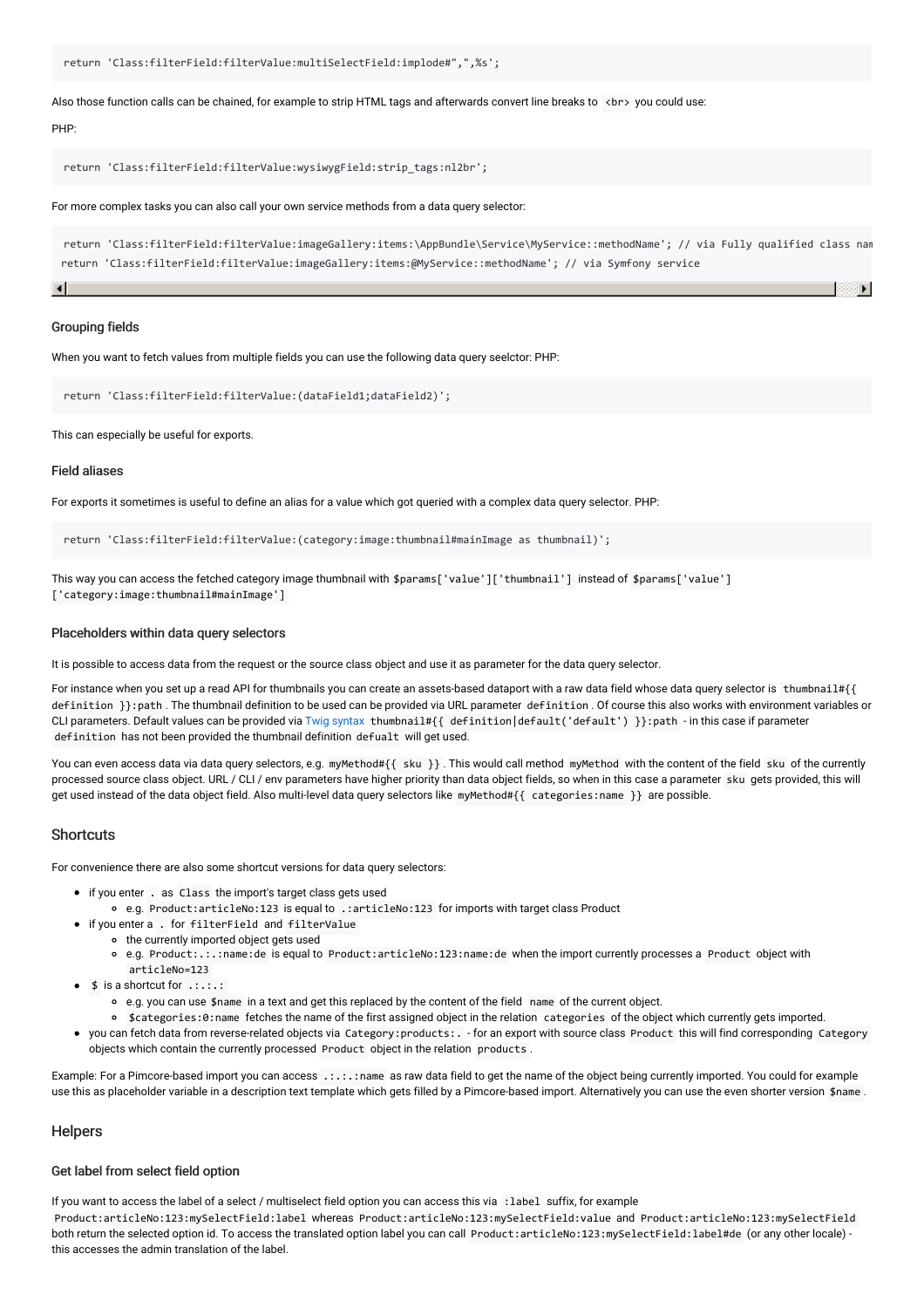```
return 'Class:filterField:filterValue:multiSelectField:implode#",",%s';
```

Also those function calls can be chained, for example to strip HTML tags and afterwards convert line breaks to `<br>` you could use:

PHP:

```
return 'Class:filterField:filterValue:wysiwygField:strip_tags:nl2br';
```

For more complex tasks you can also call your own service methods from a data query selector:

```
return 'Class:filterField:filterValue:imageGallery:items:\AppBundle\Service\MyService::methodName'; // via Fully qualified class nam
return 'Class:filterField:filterValue:imageGallery:items:@MyService::methodName'; // via Symfony service
```

### Grouping fields

When you want to fetch values from multiple fields you can use the following data query seelctor: PHP:

```
return 'Class:filterField:filterValue:(dataField1;dataField2)';
```

This can especially be useful for exports.

### Field aliases

For exports it sometimes is useful to define an alias for a value which got queried with a complex data query selector. PHP:

```
return 'Class:filterField:filterValue:(category:image:thumbnail#mainImage as thumbnail)';
```

This way you can access the fetched category image thumbnail with `$params['value']['thumbnail']` instead of `$params['value']['category:image:thumbnail#mainImage']`

### Placeholders within data query selectors

It is possible to access data from the request or the source class object and use it as parameter for the data query selector.

For instance when you set up a read API for thumbnails you can create an assets-based dataport with a raw data field whose data query selector is `thumbnail#{{ definition }}:path`. The thumbnail definition to be used can be provided via URL parameter `definition`. Of course this also works with environment variables or CLI parameters. Default values can be provided via Twig syntax `thumbnail#{{ definition|default('default') }}:path` - in this case if parameter `definition` has not been provided the thumbnail definition `defualt` will get used.

You can even access data via data query selectors, e.g. `myMethod#{{ sku }}`. This would call method `myMethod` with the content of the field `sku` of the currently processed source class object. URL / CLI / env parameters have higher priority than data object fields, so when in this case a parameter `sku` gets provided, this will get used instead of the data object field. Also multi-level data query selectors like `myMethod#{{ categories:name }}` are possible.

## Shortcuts

For convenience there are also some shortcut versions for data query selectors:

- if you enter `.` as `Class` the import's target class gets used
  - e.g. `Product:articleNo:123` is equal to `.:articleNo:123` for imports with target class Product
- if you enter a `.` for `filterField` and `filterValue`
  - the currently imported object gets used
  - e.g. `Product:.:.:name:de` is equal to `Product:articleNo:123:name:de` when the import currently processes a `Product` object with `articleNo=123`
- `$` is a shortcut for `.:.:.:`
  - e.g. you can use `$name` in a text and get this replaced by the content of the field `name` of the current object.
  - `$categories:0:name` fetches the name of the first assigned object in the relation `categories` of the object which currently gets imported.
- you can fetch data from reverse-related objects via `Category:products:.` - for an export with source class `Product` this will find corresponding `Category` objects which contain the currently processed `Product` object in the relation `products`.

Example: For a Pimcore-based import you can access `.:.:.:name` as raw data field to get the name of the object being currently imported. You could for example use this as placeholder variable in a description text template which gets filled by a Pimcore-based import. Alternatively you can use the even shorter version `$name`.

## Helpers

### Get label from select field option

If you want to access the label of a select / multiselect field option you can access this via `:label` suffix, for example `Product:articleNo:123:mySelectField:label` whereas `Product:articleNo:123:mySelectField:value` and `Product:articleNo:123:mySelectField` both return the selected option id. To access the translated option label you can call `Product:articleNo:123:mySelectField:label#de` (or any other locale) - this accesses the admin translation of the label.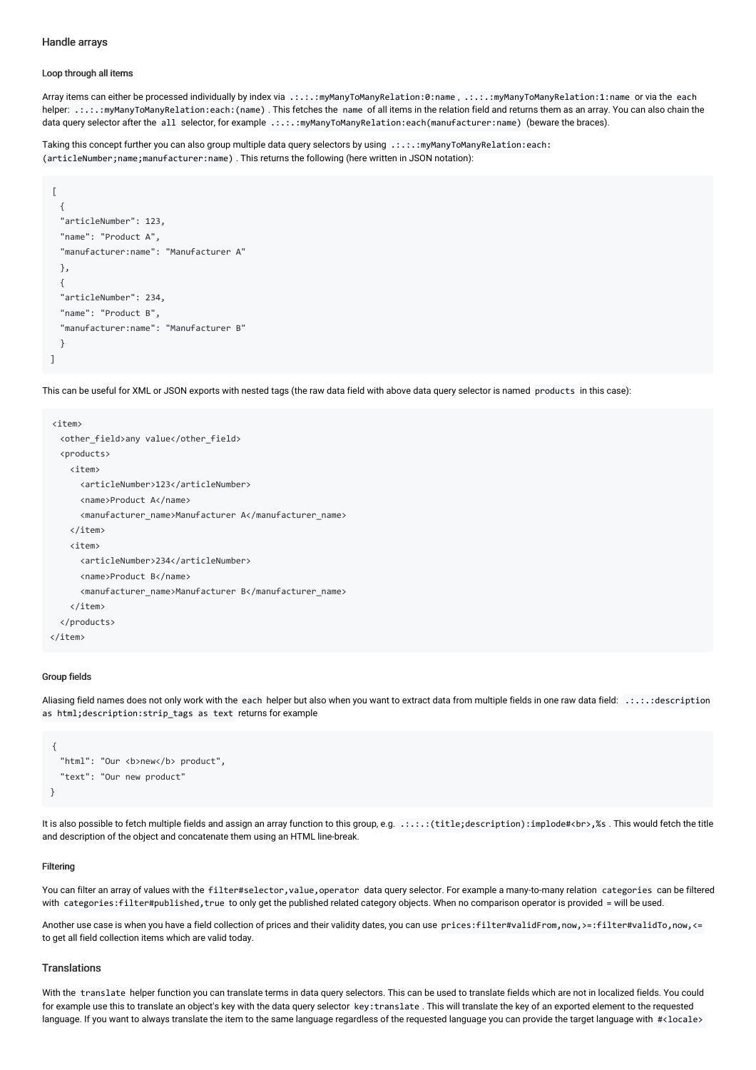## Handle arrays

### Loop through all items

Array items can either be processed individually by index via `.:.:.:myManyToManyRelation:0:name`, `.:.:.:myManyToManyRelation:1:name` or via the `each` helper: `.:.:.:myManyToManyRelation:each:(name)`. This fetches the `name` of all items in the relation field and returns them as an array. You can also chain the data query selector after the `all` selector, for example `.:.:.:myManyToManyRelation:each(manufacturer:name)` (beware the braces).

Taking this concept further you can also group multiple data query selectors by using `.:.:.:myManyToManyRelation:each:(articleNumber;name;manufacturer:name)`. This returns the following (here written in JSON notation):

```
[
  {
  "articleNumber": 123,
  "name": "Product A",
  "manufacturer:name": "Manufacturer A"
  },
  {
  "articleNumber": 234,
  "name": "Product B",
  "manufacturer:name": "Manufacturer B"
  }
]
```

This can be useful for XML or JSON exports with nested tags (the raw data field with above data query selector is named `products` in this case):

```
<item>
  <other_field>any value</other_field>
  <products>
    <item>
      <articleNumber>123</articleNumber>
      <name>Product A</name>
      <manufacturer_name>Manufacturer A</manufacturer_name>
    </item>
    <item>
      <articleNumber>234</articleNumber>
      <name>Product B</name>
      <manufacturer_name>Manufacturer B</manufacturer_name>
    </item>
  </products>
</item>
```

### Group fields

Aliasing field names does not only work with the `each` helper but also when you want to extract data from multiple fields in one raw data field: `.:.:.:description as html;description:strip_tags as text` returns for example

```
{
  "html": "Our <b>new</b> product",
  "text": "Our new product"
}
```

It is also possible to fetch multiple fields and assign an array function to this group, e.g. `.:.:.:(title;description):implode#<br>,%s`. This would fetch the title and description of the object and concatenate them using an HTML line-break.

### Filtering

You can filter an array of values with the `filter#selector,value,operator` data query selector. For example a many-to-many relation `categories` can be filtered with `categories:filter#published,true` to only get the published related category objects. When no comparison operator is provided `=` will be used.

Another use case is when you have a field collection of prices and their validity dates, you can use `prices:filter#validFrom,now,>=:filter#validTo,now,<=` to get all field collection items which are valid today.

## Translations

With the `translate` helper function you can translate terms in data query selectors. This can be used to translate fields which are not in localized fields. You could for example use this to translate an object's key with the data query selector `key:translate`. This will translate the key of an exported element to the requested language. If you want to always translate the item to the same language regardless of the requested language you can provide the target language with `#<locale>`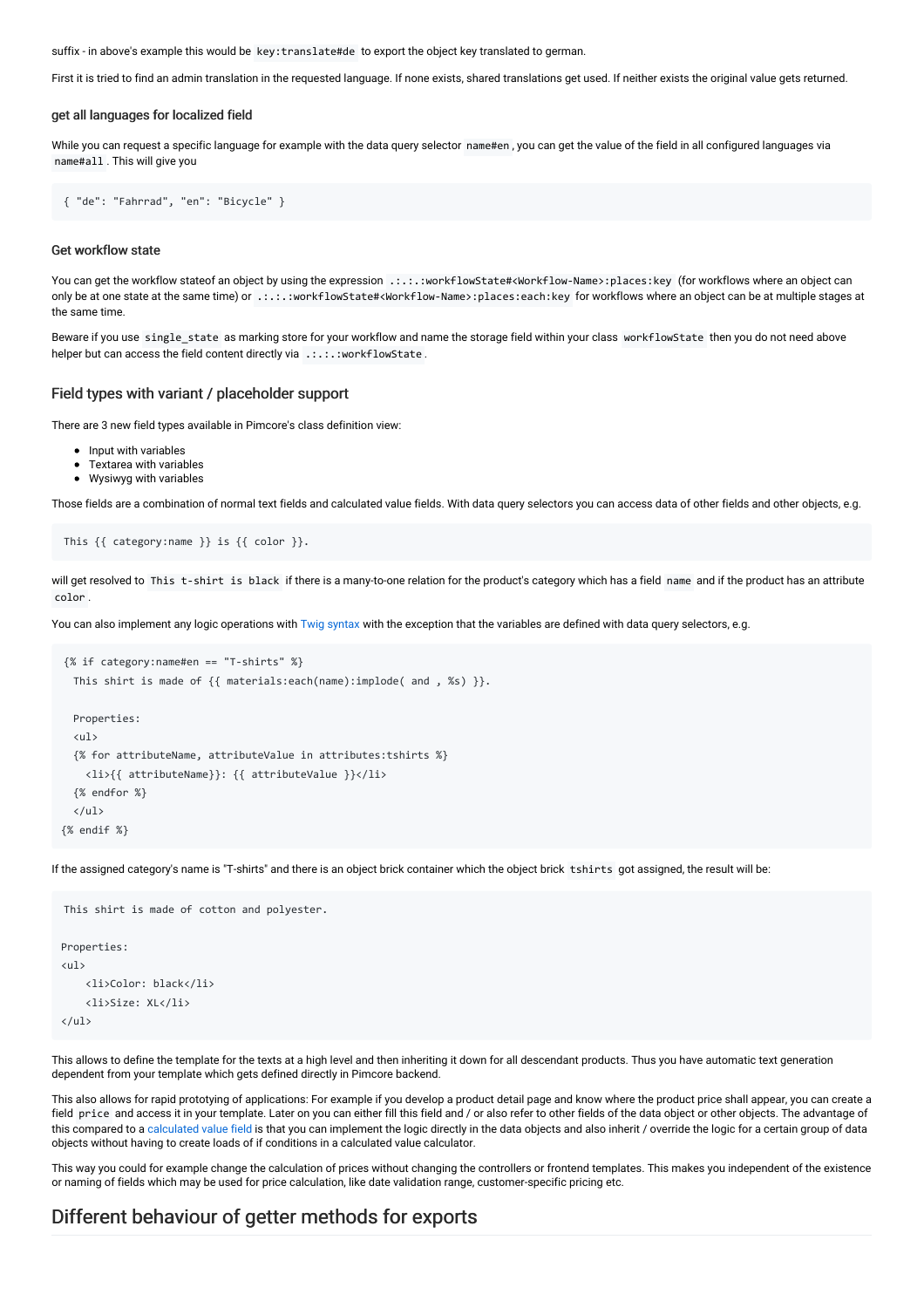suffix - in above's example this would be `key:translate#de` to export the object key translated to german.

First it is tried to find an admin translation in the requested language. If none exists, shared translations get used. If neither exists the original value gets returned.

#### get all languages for localized field

While you can request a specific language for example with the data query selector `name#en`, you can get the value of the field in all configured languages via `name#all`. This will give you

```
{ "de": "Fahrrad", "en": "Bicycle" }
```

#### Get workflow state

You can get the workflow stateof an object by using the expression `.:.:.:workflowState#<Workflow-Name>:places:key` (for workflows where an object can only be at one state at the same time) or `.:.:.:workflowState#<Workflow-Name>:places:each:key` for workflows where an object can be at multiple stages at the same time.

Beware if you use `single_state` as marking store for your workflow and name the storage field within your class `workflowState` then you do not need above helper but can access the field content directly via `.:.:.:workflowState`.

### Field types with variant / placeholder support

There are 3 new field types available in Pimcore's class definition view:

- Input with variables
- Textarea with variables
- Wysiwyg with variables

Those fields are a combination of normal text fields and calculated value fields. With data query selectors you can access data of other fields and other objects, e.g.

```
This {{ category:name }} is {{ color }}.
```

will get resolved to `This t-shirt is black` if there is a many-to-one relation for the product's category which has a field `name` and if the product has an attribute `color`.

You can also implement any logic operations with Twig syntax with the exception that the variables are defined with data query selectors, e.g.

```
{% if category:name#en == "T-shirts" %}
  This shirt is made of {{ materials:each(name):implode( and , %s) }}.

  Properties:
  <ul>
  {% for attributeName, attributeValue in attributes:tshirts %}
    <li>{{ attributeName}}: {{ attributeValue }}</li>
  {% endfor %}
  </ul>
{% endif %}
```

If the assigned category's name is "T-shirts" and there is an object brick container which the object brick `tshirts` got assigned, the result will be:

```
This shirt is made of cotton and polyester.

Properties:
<ul>
    <li>Color: black</li>
    <li>Size: XL</li>
</ul>
```

This allows to define the template for the texts at a high level and then inheriting it down for all descendant products. Thus you have automatic text generation dependent from your template which gets defined directly in Pimcore backend.

This also allows for rapid prototyping of applications: For example if you develop a product detail page and know where the product price shall appear, you can create a field `price` and access it in your template. Later on you can either fill this field and / or also refer to other fields of the data object or other objects. The advantage of this compared to a calculated value field is that you can implement the logic directly in the data objects and also inherit / override the logic for a certain group of data objects without having to create loads of if conditions in a calculated value calculator.

This way you could for example change the calculation of prices without changing the controllers or frontend templates. This makes you independent of the existence or naming of fields which may be used for price calculation, like date validation range, customer-specific pricing etc.

## Different behaviour of getter methods for exports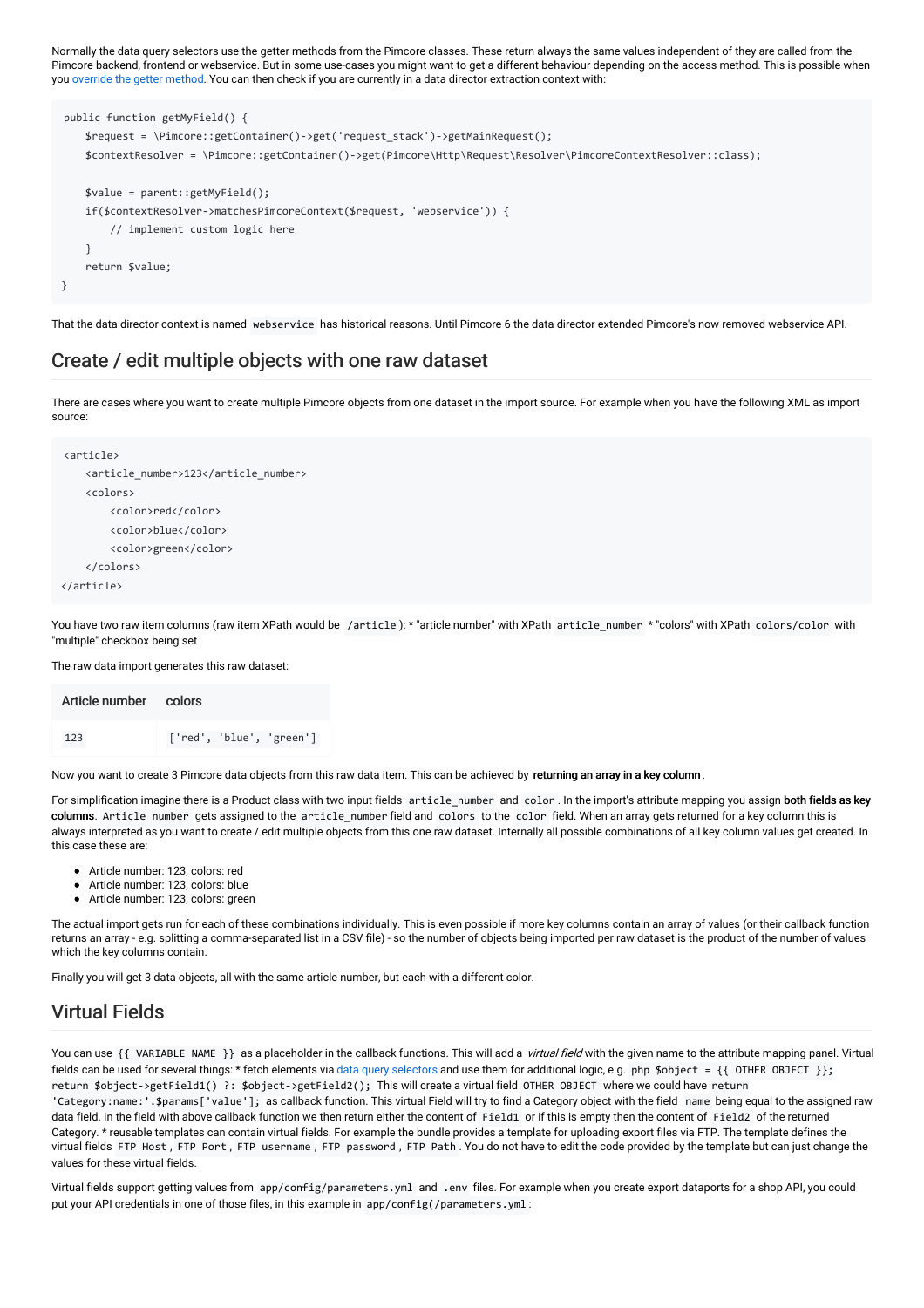Normally the data query selectors use the getter methods from the Pimcore classes. These return always the same values independent of they are called from the Pimcore backend, frontend or webservice. But in some use-cases you might want to get a different behaviour depending on the access method. This is possible when you override the getter method. You can then check if you are currently in a data director extraction context with:

```
public function getMyField() {
    $request = \Pimcore::getContainer()->get('request_stack')->getMainRequest();
    $contextResolver = \Pimcore::getContainer()->get(Pimcore\Http\Request\Resolver\PimcoreContextResolver::class);

    $value = parent::getMyField();
    if($contextResolver->matchesPimcoreContext($request, 'webservice')) {
        // implement custom logic here
    }
    return $value;
}
```

That the data director context is named `webservice` has historical reasons. Until Pimcore 6 the data director extended Pimcore's now removed webservice API.

## Create / edit multiple objects with one raw dataset

There are cases where you want to create multiple Pimcore objects from one dataset in the import source. For example when you have the following XML as import source:

```
<article>
    <article_number>123</article_number>
    <colors>
        <color>red</color>
        <color>blue</color>
        <color>green</color>
    </colors>
</article>
```

You have two raw item columns (raw item XPath would be `/article`): * "article number" with XPath `article_number` * "colors" with XPath `colors/color` with "multiple" checkbox being set

The raw data import generates this raw dataset:

| Article number | colors |
|---|---|
| `123` | `['red', 'blue', 'green']` |

Now you want to create 3 Pimcore data objects from this raw data item. This can be achieved by **returning an array in a key column**.

For simplification imagine there is a Product class with two input fields `article_number` and `color`. In the import's attribute mapping you assign **both fields as key columns**. `Article number` gets assigned to the `article_number` field and `colors` to the `color` field. When an array gets returned for a key column this is always interpreted as you want to create / edit multiple objects from this one raw dataset. Internally all possible combinations of all key column values get created. In this case these are:

- Article number: 123, colors: red
- Article number: 123, colors: blue
- Article number: 123, colors: green

The actual import gets run for each of these combinations individually. This is even possible if more key columns contain an array of values (or their callback function returns an array - e.g. splitting a comma-separated list in a CSV file) - so the number of objects being imported per raw dataset is the product of the number of values which the key columns contain.

Finally you will get 3 data objects, all with the same article number, but each with a different color.

## Virtual Fields

You can use `{{ VARIABLE NAME }}` as a placeholder in the callback functions. This will add a *virtual field* with the given name to the attribute mapping panel. Virtual fields can be used for several things: * fetch elements via data query selectors and use them for additional logic, e.g. `php $object = {{ OTHER OBJECT }}; return $object->getField1() ?: $object->getField2();` This will create a virtual field `OTHER OBJECT` where we could have `return 'Category:name:'.$params['value'];` as callback function. This virtual Field will try to find a Category object with the field `name` being equal to the assigned raw data field. In the field with above callback function we then return either the content of `Field1` or if this is empty then the content of `Field2` of the returned Category. * reusable templates can contain virtual fields. For example the bundle provides a template for uploading export files via FTP. The template defines the virtual fields `FTP Host`, `FTP Port`, `FTP username`, `FTP password`, `FTP Path`. You do not have to edit the code provided by the template but can just change the values for these virtual fields.

Virtual fields support getting values from `app/config/parameters.yml` and `.env` files. For example when you create export dataports for a shop API, you could put your API credentials in one of those files, in this example in `app/config(/parameters.yml`: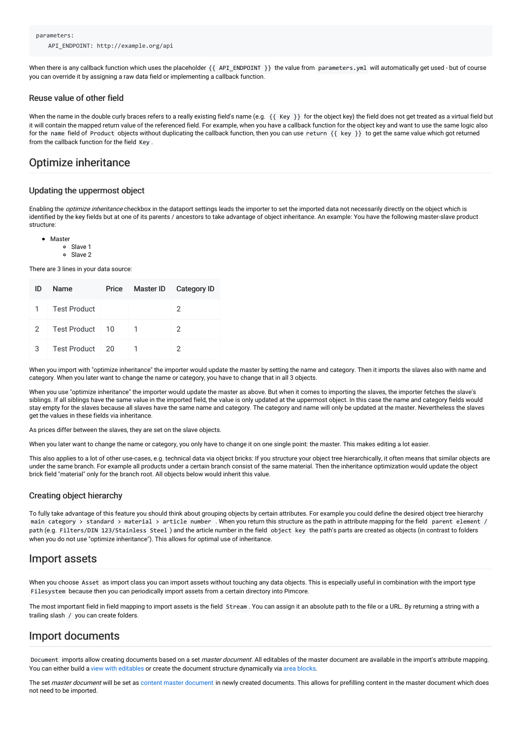```
parameters:
    API_ENDPOINT: http://example.org/api
```

When there is any callback function which uses the placeholder `{{ API_ENDPOINT }}` the value from `parameters.yml` will automatically get used - but of course you can override it by assigning a raw data field or implementing a callback function.

### Reuse value of other field

When the name in the double curly braces refers to a really existing field's name (e.g. `{{ Key }}` for the object key) the field does not get treated as a virtual field but it will contain the mapped return value of the referenced field. For example, when you have a callback function for the object key and want to use the same logic also for the `name` field of `Product` objects without duplicating the callback function, then you can use `return {{ key }}` to get the same value which got returned from the callback function for the field `Key`.

## Optimize inheritance

### Updating the uppermost object

Enabling the *optimize inheritance* checkbox in the dataport settings leads the importer to set the imported data not necessarily directly on the object which is identified by the key fields but at one of its parents / ancestors to take advantage of object inheritance. An example: You have the following master-slave product structure:

- Master
  - Slave 1
  - Slave 2

There are 3 lines in your data source:

| ID | Name | Price | Master ID | Category ID |
|---|---|---|---|---|
| 1 | Test Product | | | 2 |
| 2 | Test Product | 10 | 1 | 2 |
| 3 | Test Product | 20 | 1 | 2 |

When you import with "optimize inheritance" the importer would update the master by setting the name and category. Then it imports the slaves also with name and category. When you later want to change the name or category, you have to change that in all 3 objects.

When you use "optimize inheritance" the importer would update the master as above. But when it comes to importing the slaves, the importer fetches the slave's siblings. If all siblings have the same value in the imported field, the value is only updated at the uppermost object. In this case the name and category fields would stay empty for the slaves because all slaves have the same name and category. The category and name will only be updated at the master. Nevertheless the slaves get the values in these fields via inheritance.

As prices differ between the slaves, they are set on the slave objects.

When you later want to change the name or category, you only have to change it on one single point: the master. This makes editing a lot easier.

This also applies to a lot of other use-cases, e.g. technical data via object bricks: If you structure your object tree hierarchically, it often means that similar objects are under the same branch. For example all products under a certain branch consist of the same material. Then the inheritance optimization would update the object brick field "material" only for the branch root. All objects below would inherit this value.

### Creating object hierarchy

To fully take advantage of this feature you should think about grouping objects by certain attributes. For example you could define the desired object tree hierarchy `main category > standard > material > article number`. When you return this structure as the path in attribute mapping for the field `parent element / path` (e.g. `Filters/DIN 123/Stainless Steel`) and the article number in the field `object key` the path's parts are created as objects (in contrast to folders when you do not use "optimize inheritance"). This allows for optimal use of inheritance.

## Import assets

When you choose `Asset` as import class you can import assets without touching any data objects. This is especially useful in combination with the import type `Filesystem` because then you can periodically import assets from a certain directory into Pimcore.

The most important field in field mapping to import assets is the field `Stream`. You can assign it an absolute path to the file or a URL. By returning a string with a trailing slash `/` you can create folders.

## Import documents

`Document` imports allow creating documents based on a set *master document*. All editables of the master document are available in the import's attribute mapping. You can either build a view with editables or create the document structure dynamically via area blocks.

The set *master document* will be set as content master document in newly created documents. This allows for prefilling content in the master document which does not need to be imported.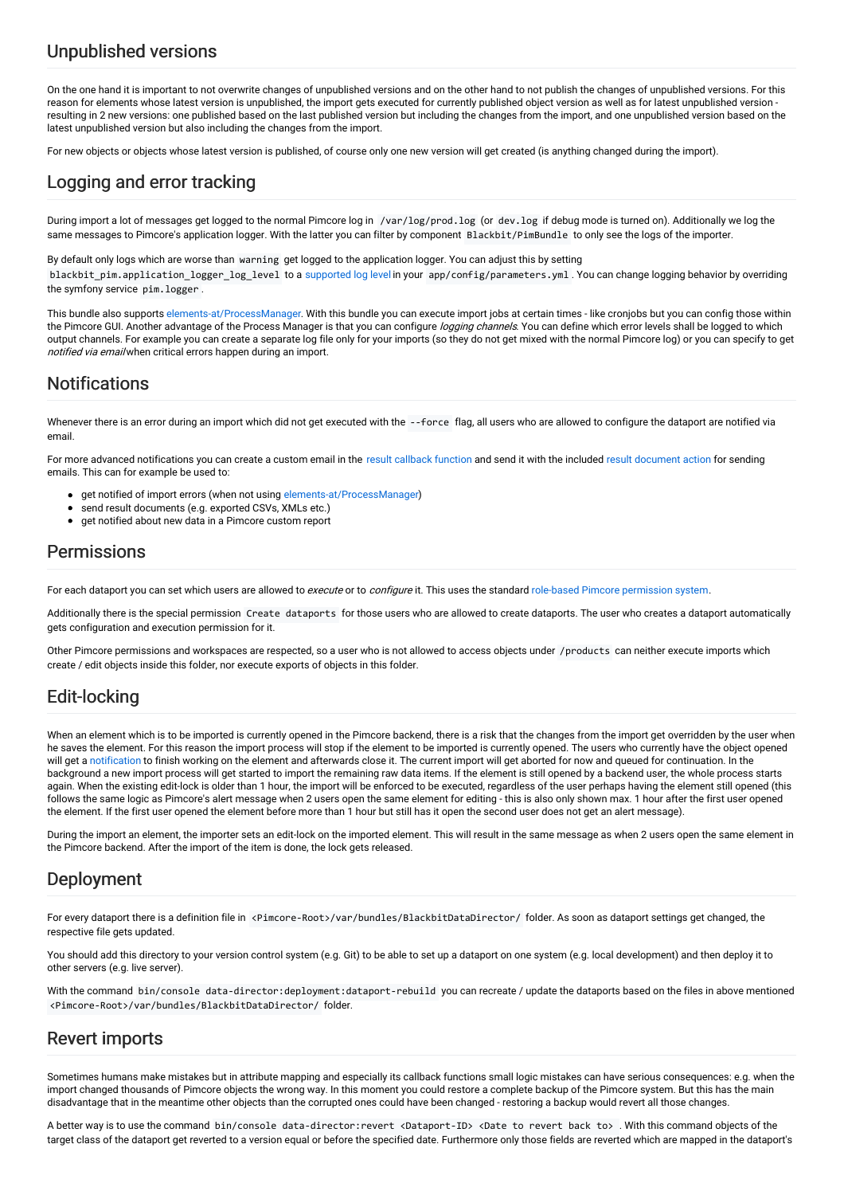## Unpublished versions

On the one hand it is important to not overwrite changes of unpublished versions and on the other hand to not publish the changes of unpublished versions. For this reason for elements whose latest version is unpublished, the import gets executed for currently published object version as well as for latest unpublished version - resulting in 2 new versions: one published based on the last published version but including the changes from the import, and one unpublished version based on the latest unpublished version but also including the changes from the import.

For new objects or objects whose latest version is published, of course only one new version will get created (is anything changed during the import).

## Logging and error tracking

During import a lot of messages get logged to the normal Pimcore log in `/var/log/prod.log` (or `dev.log` if debug mode is turned on). Additionally we log the same messages to Pimcore's application logger. With the latter you can filter by component `Blackbit/PimBundle` to only see the logs of the importer.

By default only logs which are worse than `warning` get logged to the application logger. You can adjust this by setting `blackbit_pim.application_logger_log_level` to a supported log level in your `app/config/parameters.yml`. You can change logging behavior by overriding the symfony service `pim.logger`.

This bundle also supports elements-at/ProcessManager. With this bundle you can execute import jobs at certain times - like cronjobs but you can config those within the Pimcore GUI. Another advantage of the Process Manager is that you can configure *logging channels*. You can define which error levels shall be logged to which output channels. For example you can create a separate log file only for your imports (so they do not get mixed with the normal Pimcore log) or you can specify to get *notified via email* when critical errors happen during an import.

## Notifications

Whenever there is an error during an import which did not get executed with the `--force` flag, all users who are allowed to configure the dataport are notified via email.

For more advanced notifications you can create a custom email in the result callback function and send it with the included result document action for sending emails. This can for example be used to:

- get notified of import errors (when not using elements-at/ProcessManager)
- send result documents (e.g. exported CSVs, XMLs etc.)
- get notified about new data in a Pimcore custom report

## Permissions

For each dataport you can set which users are allowed to *execute* or to *configure* it. This uses the standard role-based Pimcore permission system.

Additionally there is the special permission `Create dataports` for those users who are allowed to create dataports. The user who creates a dataport automatically gets configuration and execution permission for it.

Other Pimcore permissions and workspaces are respected, so a user who is not allowed to access objects under `/products` can neither execute imports which create / edit objects inside this folder, nor execute exports of objects in this folder.

## Edit-locking

When an element which is to be imported is currently opened in the Pimcore backend, there is a risk that the changes from the import get overridden by the user when he saves the element. For this reason the import process will stop if the element to be imported is currently opened. The users who currently have the object opened will get a notification to finish working on the element and afterwards close it. The current import will get aborted for now and queued for continuation. In the background a new import process will get started to import the remaining raw data items. If the element is still opened by a backend user, the whole process starts again. When the existing edit-lock is older than 1 hour, the import will be enforced to be executed, regardless of the user perhaps having the element still opened (this follows the same logic as Pimcore's alert message when 2 users open the same element for editing - this is also only shown max. 1 hour after the first user opened the element. If the first user opened the element before more than 1 hour but still has it open the second user does not get an alert message).

During the import an element, the importer sets an edit-lock on the imported element. This will result in the same message as when 2 users open the same element in the Pimcore backend. After the import of the item is done, the lock gets released.

## Deployment

For every dataport there is a definition file in `<Pimcore-Root>/var/bundles/BlackbitDataDirector/` folder. As soon as dataport settings get changed, the respective file gets updated.

You should add this directory to your version control system (e.g. Git) to be able to set up a dataport on one system (e.g. local development) and then deploy it to other servers (e.g. live server).

With the command `bin/console data-director:deployment:dataport-rebuild` you can recreate / update the dataports based on the files in above mentioned `<Pimcore-Root>/var/bundles/BlackbitDataDirector/` folder.

## Revert imports

Sometimes humans make mistakes but in attribute mapping and especially its callback functions small logic mistakes can have serious consequences: e.g. when the import changed thousands of Pimcore objects the wrong way. In this moment you could restore a complete backup of the Pimcore system. But this has the main disadvantage that in the meantime other objects than the corrupted ones could have been changed - restoring a backup would revert all those changes.

A better way is to use the command `bin/console data-director:revert <Dataport-ID> <Date to revert back to>`. With this command objects of the target class of the dataport get reverted to a version equal or before the specified date. Furthermore only those fields are reverted which are mapped in the dataport's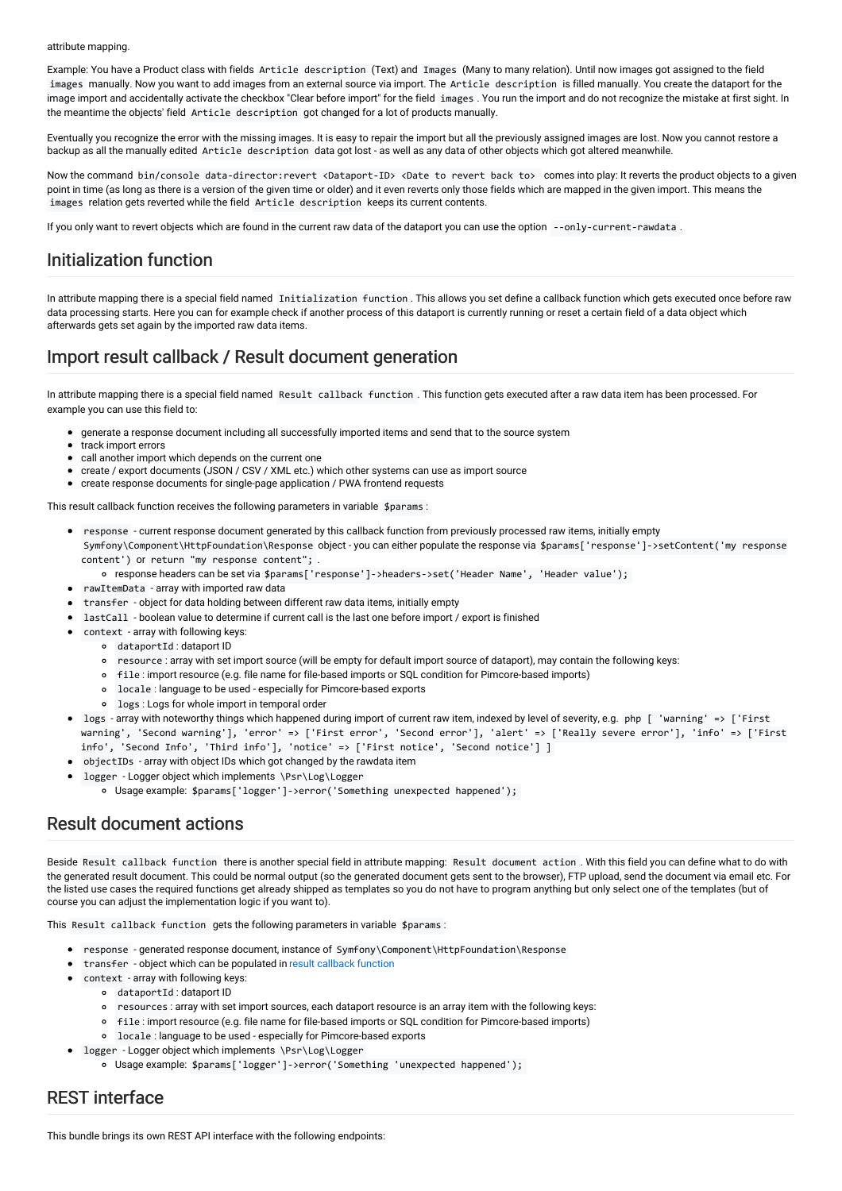attribute mapping.

Example: You have a Product class with fields `Article description` (Text) and `Images` (Many to many relation). Until now images got assigned to the field `images` manually. Now you want to add images from an external source via import. The `Article description` is filled manually. You create the dataport for the image import and accidentally activate the checkbox "Clear before import" for the field `images`. You run the import and do not recognize the mistake at first sight. In the meantime the objects' field `Article description` got changed for a lot of products manually.

Eventually you recognize the error with the missing images. It is easy to repair the import but all the previously assigned images are lost. Now you cannot restore a backup as all the manually edited `Article description` data got lost - as well as any data of other objects which got altered meanwhile.

Now the command `bin/console data-director:revert <Dataport-ID> <Date to revert back to>` comes into play: It reverts the product objects to a given point in time (as long as there is a version of the given time or older) and it even reverts only those fields which are mapped in the given import. This means the `images` relation gets reverted while the field `Article description` keeps its current contents.

If you only want to revert objects which are found in the current raw data of the dataport you can use the option `--only-current-rawdata`.

## Initialization function

In attribute mapping there is a special field named `Initialization function`. This allows you set define a callback function which gets executed once before raw data processing starts. Here you can for example check if another process of this dataport is currently running or reset a certain field of a data object which afterwards gets set again by the imported raw data items.

## Import result callback / Result document generation

In attribute mapping there is a special field named `Result callback function`. This function gets executed after a raw data item has been processed. For example you can use this field to:

- generate a response document including all successfully imported items and send that to the source system
- track import errors
- call another import which depends on the current one
- create / export documents (JSON / CSV / XML etc.) which other systems can use as import source
- create response documents for single-page application / PWA frontend requests

This result callback function receives the following parameters in variable `$params`:

- `response` - current response document generated by this callback function from previously processed raw items, initially empty `Symfony\Component\HttpFoundation\Response` object - you can either populate the response via `$params['response']->setContent('my response content')` or `return "my response content";`.
  - response headers can be set via `$params['response']->headers->set('Header Name', 'Header value');`
- `rawItemData` - array with imported raw data
- `transfer` - object for data holding between different raw data items, initially empty
- `lastCall` - boolean value to determine if current call is the last one before import / export is finished
- `context` - array with following keys:
  - `dataportId`: dataport ID
  - `resource`: array with set import source (will be empty for default import source of dataport), may contain the following keys:
  - `file`: import resource (e.g. file name for file-based imports or SQL condition for Pimcore-based imports)
  - `locale`: language to be used - especially for Pimcore-based exports
  - `logs`: Logs for whole import in temporal order
- `logs` - array with noteworthy things which happened during import of current raw item, indexed by level of severity, e.g. `php [ 'warning' => ['First warning', 'Second warning'], 'error' => ['First error', 'Second error'], 'alert' => ['Really severe error'], 'info' => ['First info', 'Second Info', 'Third info'], 'notice' => ['First notice', 'Second notice'] ]`
- `objectIDs` - array with object IDs which got changed by the rawdata item
- `logger` - Logger object which implements `\Psr\Log\Logger`
  - Usage example: `$params['logger']->error('Something unexpected happened');`

## Result document actions

Beside `Result callback function` there is another special field in attribute mapping: `Result document action`. With this field you can define what to do with the generated result document. This could be normal output (so the generated document gets sent to the browser), FTP upload, send the document via email etc. For the listed use cases the required functions get already shipped as templates so you do not have to program anything but only select one of the templates (but of course you can adjust the implementation logic if you want to).

This `Result callback function` gets the following parameters in variable `$params`:

- `response` - generated response document, instance of `Symfony\Component\HttpFoundation\Response`
- `transfer` - object which can be populated in result callback function
- `context` - array with following keys:
  - `dataportId`: dataport ID
  - `resources`: array with set import sources, each dataport resource is an array item with the following keys:
  - `file`: import resource (e.g. file name for file-based imports or SQL condition for Pimcore-based imports)
  - `locale`: language to be used - especially for Pimcore-based exports
- `logger` - Logger object which implements `\Psr\Log\Logger`
  - Usage example: `$params['logger']->error('Something 'unexpected happened');`

## REST interface

This bundle brings its own REST API interface with the following endpoints: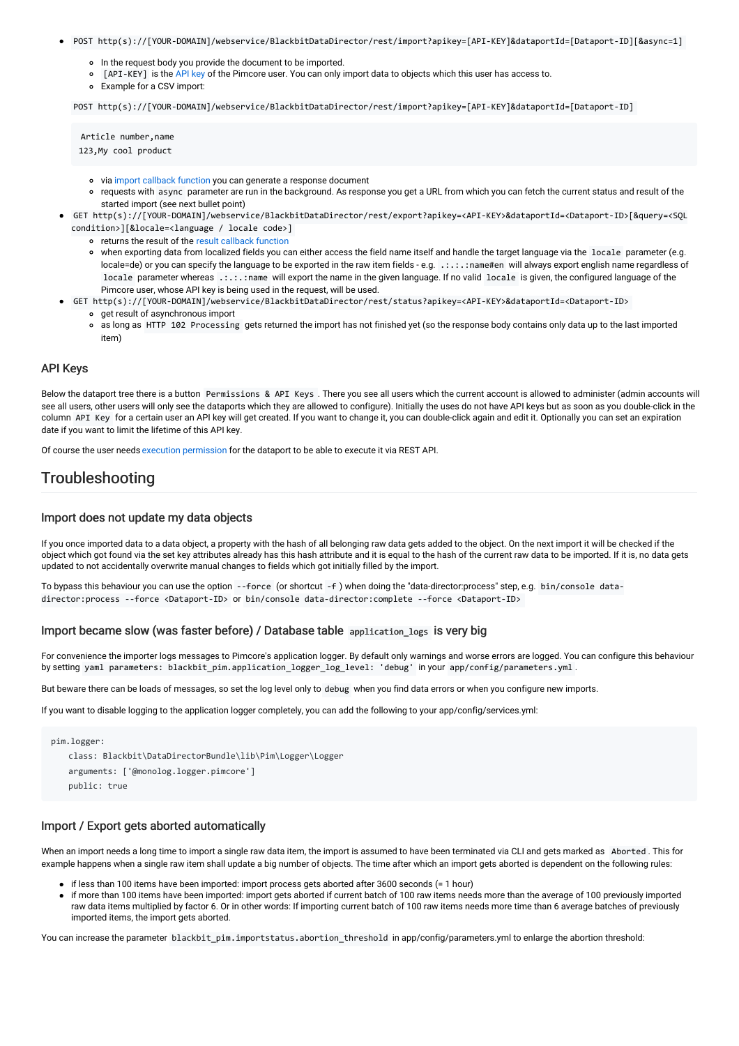- `POST http(s)://[YOUR-DOMAIN]/webservice/BlackbitDataDirector/rest/import?apikey=[API-KEY]&dataportId=[Dataport-ID][&async=1]`
  - In the request body you provide the document to be imported.
  - `[API-KEY]` is the API key of the Pimcore user. You can only import data to objects which this user has access to.
  - Example for a CSV import:

  `POST http(s)://[YOUR-DOMAIN]/webservice/BlackbitDataDirector/rest/import?apikey=[API-KEY]&dataportId=[Dataport-ID]`

  ```
  Article number,name
  123,My cool product
  ```

  - via import callback function you can generate a response document
  - requests with `async` parameter are run in the background. As response you get a URL from which you can fetch the current status and result of the started import (see next bullet point)
- `GET http(s)://[YOUR-DOMAIN]/webservice/BlackbitDataDirector/rest/export?apikey=<API-KEY>&dataportId=<Dataport-ID>[&query=<SQL condition>][&locale=<language / locale code>]`
  - returns the result of the result callback function
  - when exporting data from localized fields you can either access the field name itself and handle the target language via the `locale` parameter (e.g. locale=de) or you can specify the language to be exported in the raw item fields - e.g. `.:.:.:name#en` will always export english name regardless of `locale` parameter whereas `.:.:.:name` will export the name in the given language. If no valid `locale` is given, the configured language of the Pimcore user, whose API key is being used in the request, will be used.
- `GET http(s)://[YOUR-DOMAIN]/webservice/BlackbitDataDirector/rest/status?apikey=<API-KEY>&dataportId=<Dataport-ID>`
  - get result of asynchronous import
  - as long as `HTTP 102 Processing` gets returned the import has not finished yet (so the response body contains only data up to the last imported item)

### API Keys

Below the dataport tree there is a button `Permissions & API Keys`. There you see all users which the current account is allowed to administer (admin accounts will see all users, other users will only see the dataports which they are allowed to configure). Initially the uses do not have API keys but as soon as you double-click in the column `API Key` for a certain user an API key will get created. If you want to change it, you can double-click again and edit it. Optionally you can set an expiration date if you want to limit the lifetime of this API key.

Of course the user needs execution permission for the dataport to be able to execute it via REST API.

## Troubleshooting

### Import does not update my data objects

If you once imported data to a data object, a property with the hash of all belonging raw data gets added to the object. On the next import it will be checked if the object which got found via the set key attributes already has this hash attribute and it is equal to the hash of the current raw data to be imported. If it is, no data gets updated to not accidentally overwrite manual changes to fields which got initially filled by the import.

To bypass this behaviour you can use the option `--force` (or shortcut `-f`) when doing the "data-director:process" step, e.g. `bin/console data-director:process --force <Dataport-ID>` or `bin/console data-director:complete --force <Dataport-ID>`

### Import became slow (was faster before) / Database table `application_logs` is very big

For convenience the importer logs messages to Pimcore's application logger. By default only warnings and worse errors are logged. You can configure this behaviour by setting `yaml parameters: blackbit_pim.application_logger_log_level: 'debug'` in your `app/config/parameters.yml`.

But beware there can be loads of messages, so set the log level only to `debug` when you find data errors or when you configure new imports.

If you want to disable logging to the application logger completely, you can add the following to your app/config/services.yml:

```
pim.logger:
    class: Blackbit\DataDirectorBundle\lib\Pim\Logger\Logger
    arguments: ['@monolog.logger.pimcore']
    public: true
```

### Import / Export gets aborted automatically

When an import needs a long time to import a single raw data item, the import is assumed to have been terminated via CLI and gets marked as `Aborted`. This for example happens when a single raw item shall update a big number of objects. The time after which an import gets aborted is dependent on the following rules:

- if less than 100 items have been imported: import process gets aborted after 3600 seconds (= 1 hour)
- if more than 100 items have been imported: import gets aborted if current batch of 100 raw items needs more than the average of 100 previously imported raw data items multiplied by factor 6. Or in other words: If importing current batch of 100 raw items needs more time than 6 average batches of previously imported items, the import gets aborted.

You can increase the parameter `blackbit_pim.importstatus.abortion_threshold` in app/config/parameters.yml to enlarge the abortion threshold: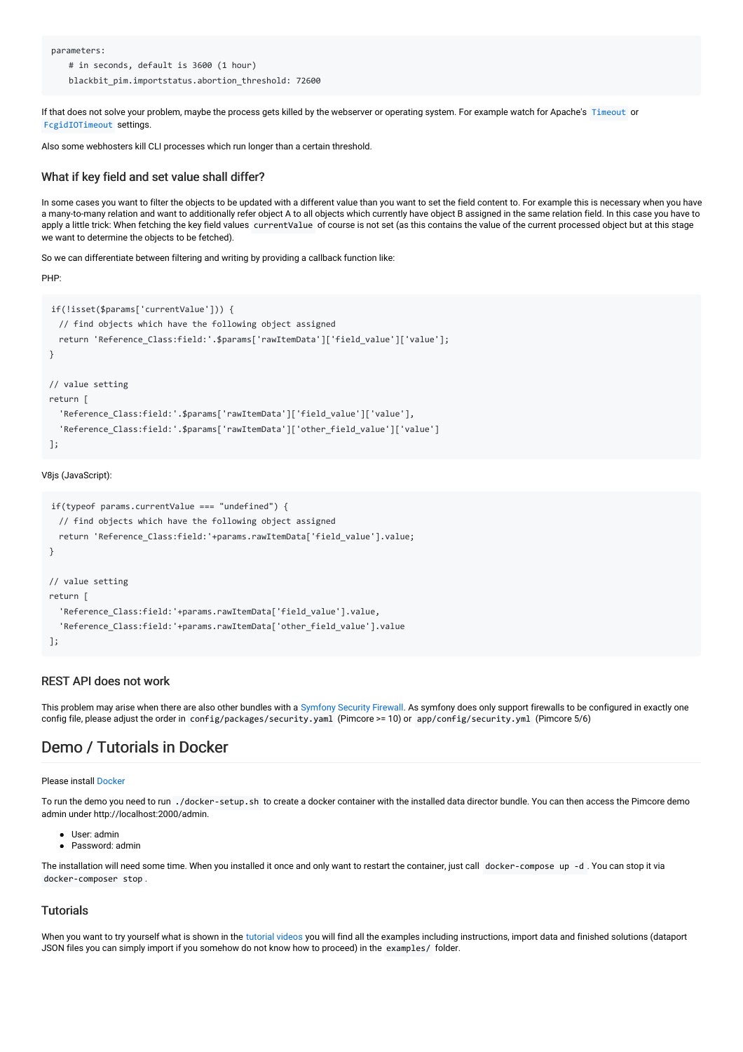```
parameters:
    # in seconds, default is 3600 (1 hour)
    blackbit_pim.importstatus.abortion_threshold: 72600
```

If that does not solve your problem, maybe the process gets killed by the webserver or operating system. For example watch for Apache's `Timeout` or `FcgidIOTimeout` settings.

Also some webhosters kill CLI processes which run longer than a certain threshold.

### What if key field and set value shall differ?

In some cases you want to filter the objects to be updated with a different value than you want to set the field content to. For example this is necessary when you have a many-to-many relation and want to additionally refer object A to all objects which currently have object B assigned in the same relation field. In this case you have to apply a little trick: When fetching the key field values `currentValue` of course is not set (as this contains the value of the current processed object but at this stage we want to determine the objects to be fetched).

So we can differentiate between filtering and writing by providing a callback function like:

PHP:

```
if(!isset($params['currentValue'])) {
  // find objects which have the following object assigned
  return 'Reference_Class:field:'.$params['rawItemData']['field_value']['value'];
}

// value setting
return [
  'Reference_Class:field:'.$params['rawItemData']['field_value']['value'],
  'Reference_Class:field:'.$params['rawItemData']['other_field_value']['value']
];
```

V8js (JavaScript):

```
if(typeof params.currentValue === "undefined") {
  // find objects which have the following object assigned
  return 'Reference_Class:field:'+params.rawItemData['field_value'].value;
}

// value setting
return [
  'Reference_Class:field:'+params.rawItemData['field_value'].value,
  'Reference_Class:field:'+params.rawItemData['other_field_value'].value
];
```

### REST API does not work

This problem may arise when there are also other bundles with a Symfony Security Firewall. As symfony does only support firewalls to be configured in exactly one config file, please adjust the order in `config/packages/security.yaml` (Pimcore >= 10) or `app/config/security.yml` (Pimcore 5/6)

## Demo / Tutorials in Docker

Please install Docker

To run the demo you need to run `./docker-setup.sh` to create a docker container with the installed data director bundle. You can then access the Pimcore demo admin under http://localhost:2000/admin.

- User: admin
- Password: admin

The installation will need some time. When you installed it once and only want to restart the container, just call `docker-compose up -d`. You can stop it via `docker-composer stop`.

### Tutorials

When you want to try yourself what is shown in the tutorial videos you will find all the examples including instructions, import data and finished solutions (dataport JSON files you can simply import if you somehow do not know how to proceed) in the `examples/` folder.